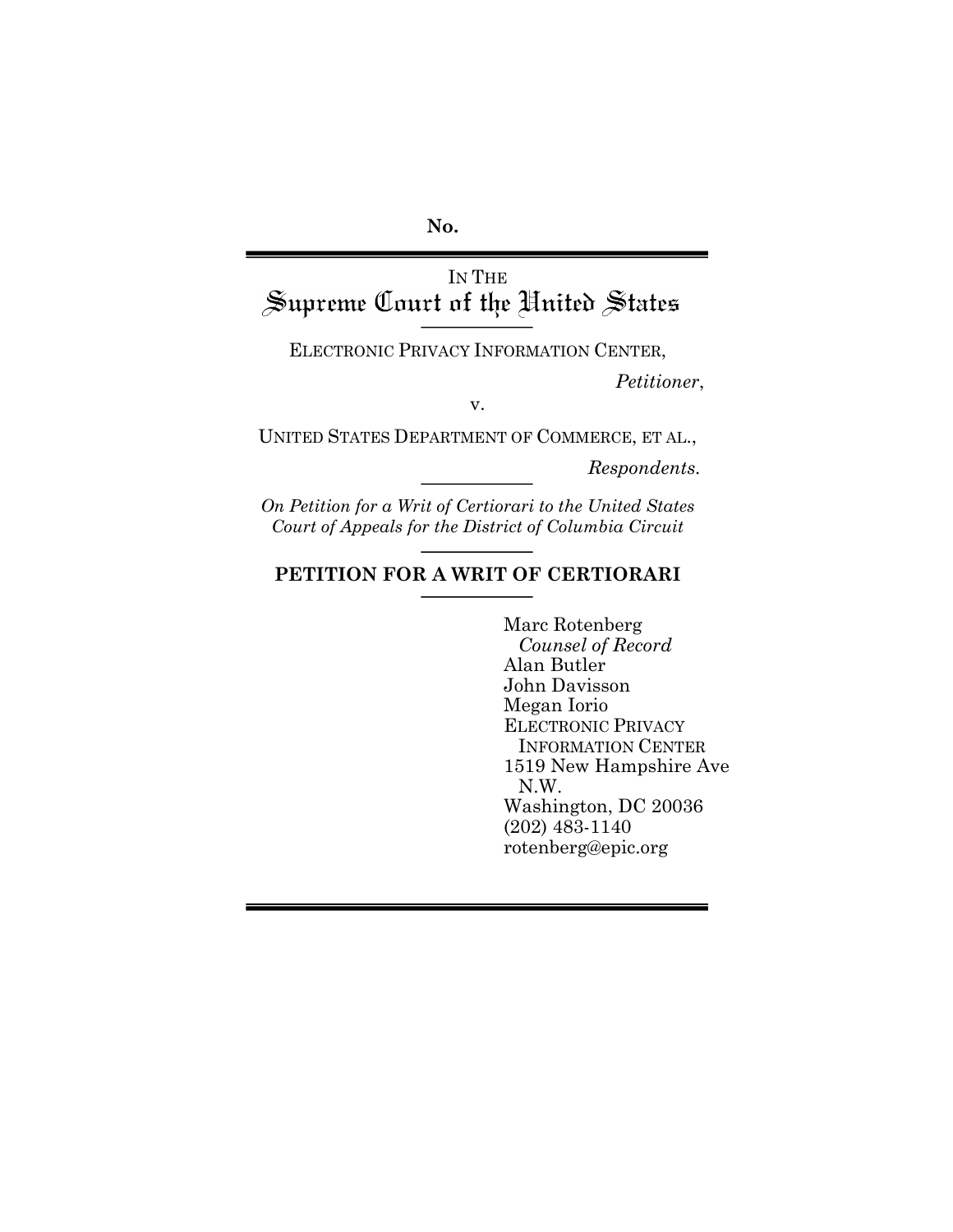**No.**

IN THE

# Supreme Court of the United States

ELECTRONIC PRIVACY INFORMATION CENTER,

*Petitioner*,

v.

UNITED STATES DEPARTMENT OF COMMERCE, ET AL.,

*Respondents*.

*On Petition for a Writ of Certiorari to the United States Court of Appeals for the District of Columbia Circuit*

## PETITION FOR A WRIT OF CERTIORARI

Marc Rotenberg
*Counsel of Record*
Alan Butler
John Davisson
Megan Iorio
ELECTRONIC PRIVACY INFORMATION CENTER
1519 New Hampshire Ave N.W.
Washington, DC 20036
(202) 483-1140
rotenberg@epic.org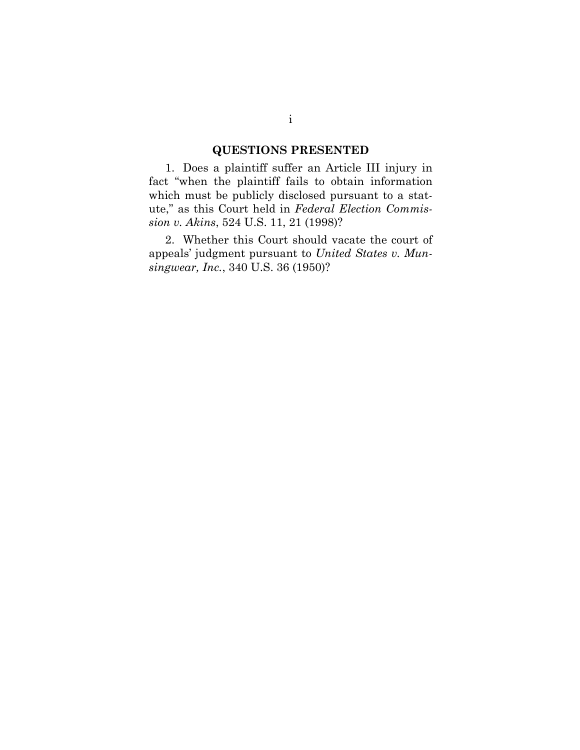## QUESTIONS PRESENTED

1. Does a plaintiff suffer an Article III injury in fact "when the plaintiff fails to obtain information which must be publicly disclosed pursuant to a statute," as this Court held in *Federal Election Commission v. Akins*, 524 U.S. 11, 21 (1998)?

2. Whether this Court should vacate the court of appeals' judgment pursuant to *United States v. Munsingwear, Inc.*, 340 U.S. 36 (1950)?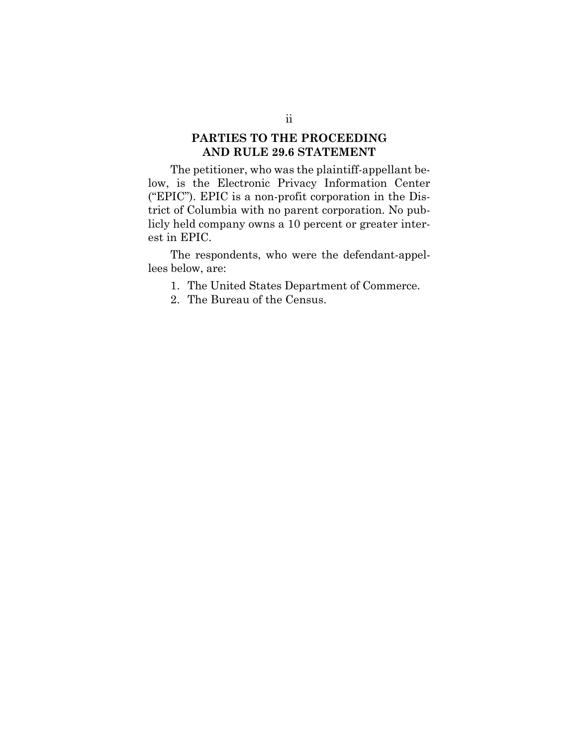## PARTIES TO THE PROCEEDING AND RULE 29.6 STATEMENT

The petitioner, who was the plaintiff-appellant below, is the Electronic Privacy Information Center ("EPIC"). EPIC is a non-profit corporation in the District of Columbia with no parent corporation. No publicly held company owns a 10 percent or greater interest in EPIC.

The respondents, who were the defendant-appellees below, are:

1. The United States Department of Commerce.
2. The Bureau of the Census.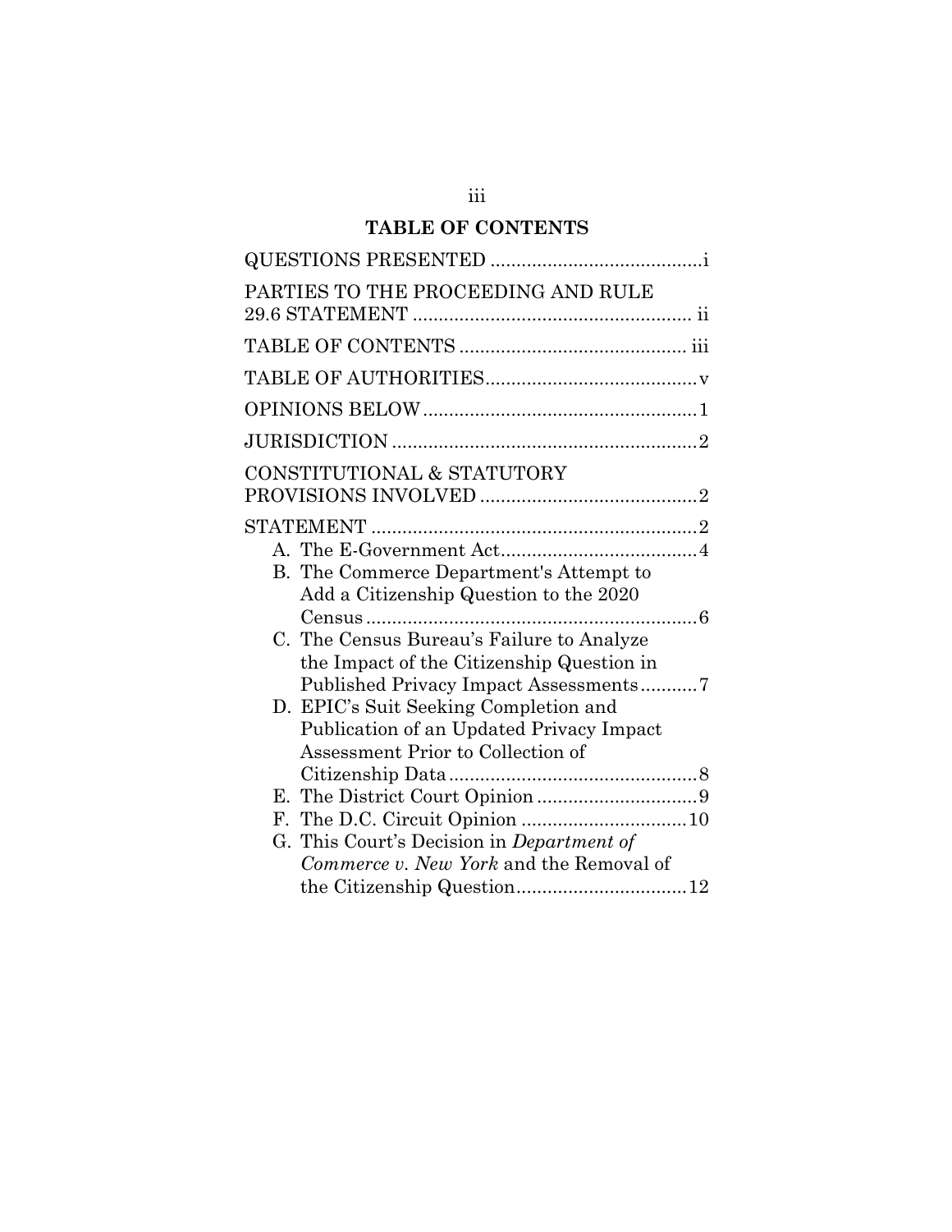## TABLE OF CONTENTS

QUESTIONS PRESENTED .......................................... i

PARTIES TO THE PROCEEDING AND RULE 29.6 STATEMENT ...................................................... ii

TABLE OF CONTENTS ............................................ iii

TABLE OF AUTHORITIES......................................... v

OPINIONS BELOW ..................................................... 1

JURISDICTION ........................................................... 2

CONSTITUTIONAL & STATUTORY PROVISIONS INVOLVED .......................................... 2

STATEMENT ............................................................... 2

- A. The E-Government Act...................................... 4
- B. The Commerce Department's Attempt to Add a Citizenship Question to the 2020 Census ................................................................ 6
- C. The Census Bureau's Failure to Analyze the Impact of the Citizenship Question in Published Privacy Impact Assessments........... 7
- D. EPIC's Suit Seeking Completion and Publication of an Updated Privacy Impact Assessment Prior to Collection of Citizenship Data ................................................ 8
- E. The District Court Opinion ............................... 9
- F. The D.C. Circuit Opinion ................................ 10
- G. This Court's Decision in *Department of Commerce v. New York* and the Removal of the Citizenship Question................................. 12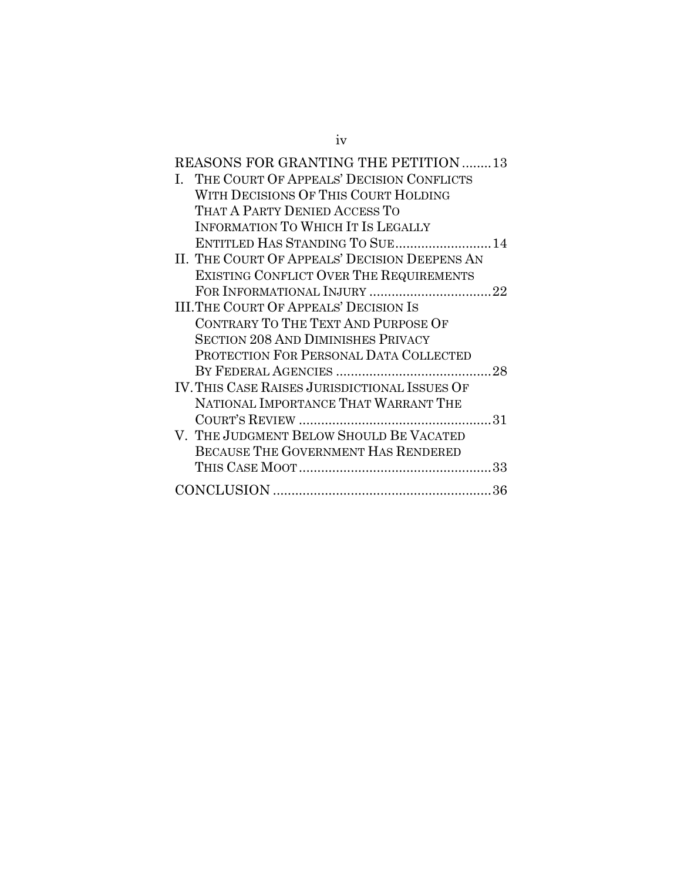REASONS FOR GRANTING THE PETITION ........ 13

I. THE COURT OF APPEALS' DECISION CONFLICTS WITH DECISIONS OF THIS COURT HOLDING THAT A PARTY DENIED ACCESS TO INFORMATION TO WHICH IT IS LEGALLY ENTITLED HAS STANDING TO SUE .......................... 14

II. THE COURT OF APPEALS' DECISION DEEPENS AN EXISTING CONFLICT OVER THE REQUIREMENTS FOR INFORMATIONAL INJURY ................................ 22

III. THE COURT OF APPEALS' DECISION IS CONTRARY TO THE TEXT AND PURPOSE OF SECTION 208 AND DIMINISHES PRIVACY PROTECTION FOR PERSONAL DATA COLLECTED BY FEDERAL AGENCIES .......................................... 28

IV. THIS CASE RAISES JURISDICTIONAL ISSUES OF NATIONAL IMPORTANCE THAT WARRANT THE COURT'S REVIEW .................................................... 31

V. THE JUDGMENT BELOW SHOULD BE VACATED BECAUSE THE GOVERNMENT HAS RENDERED THIS CASE MOOT .................................................... 33

CONCLUSION .......................................................... 36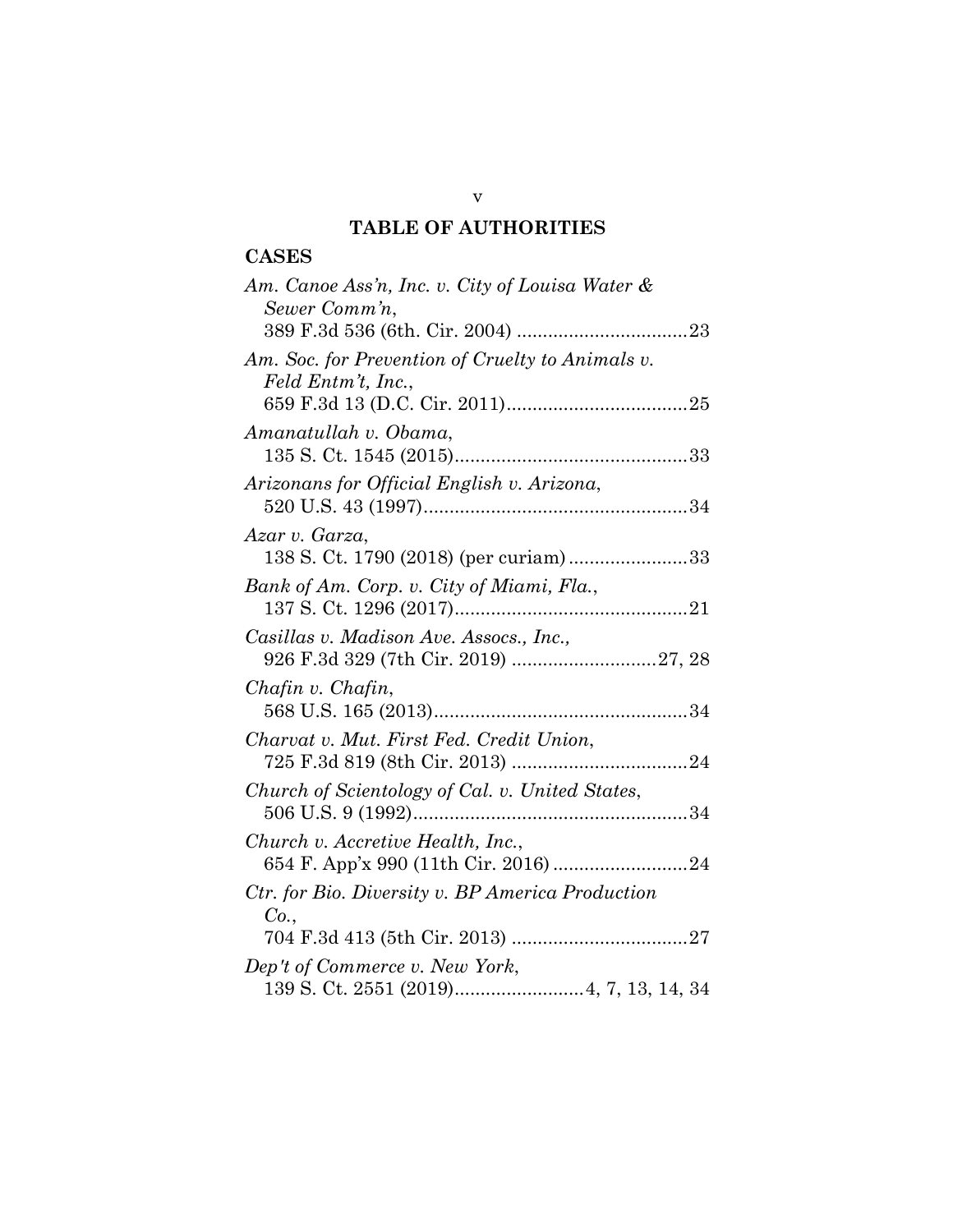## TABLE OF AUTHORITIES

### CASES

*Am. Canoe Ass'n, Inc. v. City of Louisa Water & Sewer Comm'n*,
389 F.3d 536 (6th. Cir. 2004) ................................23

*Am. Soc. for Prevention of Cruelty to Animals v. Feld Entm't, Inc.*,
659 F.3d 13 (D.C. Cir. 2011)..................................25

*Amanatullah v. Obama*,
135 S. Ct. 1545 (2015)............................................33

*Arizonans for Official English v. Arizona*,
520 U.S. 43 (1997)..................................................34

*Azar v. Garza*,
138 S. Ct. 1790 (2018) (per curiam).......................33

*Bank of Am. Corp. v. City of Miami, Fla.*,
137 S. Ct. 1296 (2017)............................................21

*Casillas v. Madison Ave. Assocs., Inc.*,
926 F.3d 329 (7th Cir. 2019) ...........................27, 28

*Chafin v. Chafin*,
568 U.S. 165 (2013)................................................34

*Charvat v. Mut. First Fed. Credit Union*,
725 F.3d 819 (8th Cir. 2013) .................................24

*Church of Scientology of Cal. v. United States*,
506 U.S. 9 (1992)....................................................34

*Church v. Accretive Health, Inc.*,
654 F. App'x 990 (11th Cir. 2016) .........................24

*Ctr. for Bio. Diversity v. BP America Production Co.*,
704 F.3d 413 (5th Cir. 2013) .................................27

*Dep't of Commerce v. New York*,
139 S. Ct. 2551 (2019).........................4, 7, 13, 14, 34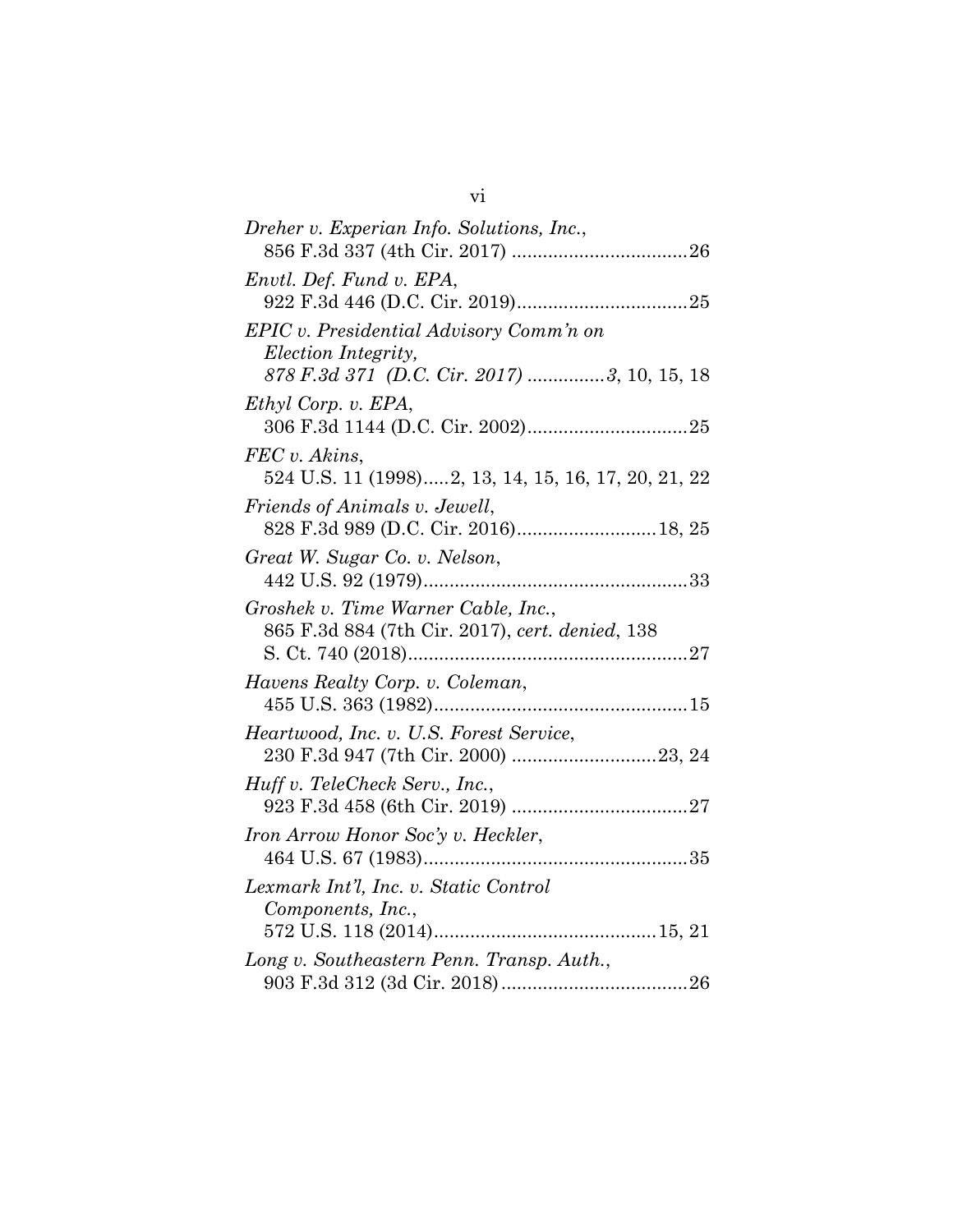*Dreher v. Experian Info. Solutions, Inc.*,
856 F.3d 337 (4th Cir. 2017) ..................................26

*Envtl. Def. Fund v. EPA*,
922 F.3d 446 (D.C. Cir. 2019)..................................25

*EPIC v. Presidential Advisory Comm'n on Election Integrity,*
*878 F.3d 371 (D.C. Cir. 2017) ...............3*, 10, 15, 18

*Ethyl Corp. v. EPA*,
306 F.3d 1144 (D.C. Cir. 2002)...............................25

*FEC v. Akins*,
524 U.S. 11 (1998).....2, 13, 14, 15, 16, 17, 20, 21, 22

*Friends of Animals v. Jewell*,
828 F.3d 989 (D.C. Cir. 2016)...........................18, 25

*Great W. Sugar Co. v. Nelson*,
442 U.S. 92 (1979)...................................................33

*Groshek v. Time Warner Cable, Inc.*,
865 F.3d 884 (7th Cir. 2017), *cert. denied*, 138 S. Ct. 740 (2018)......................................................27

*Havens Realty Corp. v. Coleman*,
455 U.S. 363 (1982).................................................15

*Heartwood, Inc. v. U.S. Forest Service*,
230 F.3d 947 (7th Cir. 2000) ............................23, 24

*Huff v. TeleCheck Serv., Inc.*,
923 F.3d 458 (6th Cir. 2019) ..................................27

*Iron Arrow Honor Soc'y v. Heckler*,
464 U.S. 67 (1983)...................................................35

*Lexmark Int'l, Inc. v. Static Control Components, Inc.*,
572 U.S. 118 (2014)...........................................15, 21

*Long v. Southeastern Penn. Transp. Auth.*,
903 F.3d 312 (3d Cir. 2018)....................................26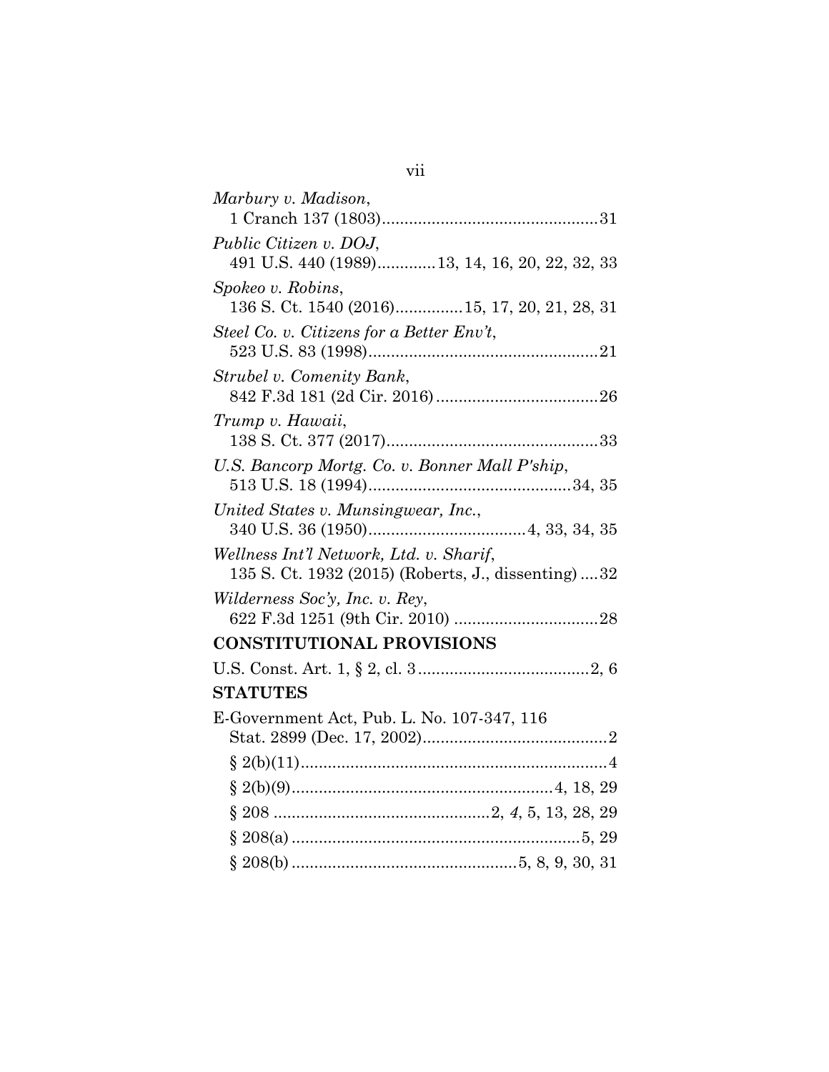*Marbury v. Madison*,
1 Cranch 137 (1803)................................................31

*Public Citizen v. DOJ*,
491 U.S. 440 (1989)............13, 14, 16, 20, 22, 32, 33

*Spokeo v. Robins*,
136 S. Ct. 1540 (2016)..............15, 17, 20, 21, 28, 31

*Steel Co. v. Citizens for a Better Env't*,
523 U.S. 83 (1998)..................................................21

*Strubel v. Comenity Bank*,
842 F.3d 181 (2d Cir. 2016)....................................26

*Trump v. Hawaii*,
138 S. Ct. 377 (2017)...............................................33

*U.S. Bancorp Mortg. Co. v. Bonner Mall P'ship*,
513 U.S. 18 (1994).............................................34, 35

*United States v. Munsingwear, Inc.*,
340 U.S. 36 (1950)..................................4, 33, 34, 35

*Wellness Int'l Network, Ltd. v. Sharif*,
135 S. Ct. 1932 (2015) (Roberts, J., dissenting)....32

*Wilderness Soc'y, Inc. v. Rey*,
622 F.3d 1251 (9th Cir. 2010) ................................28

**CONSTITUTIONAL PROVISIONS**

U.S. Const. Art. 1, § 2, cl. 3......................................2, 6

**STATUTES**

E-Government Act, Pub. L. No. 107-347, 116
Stat. 2899 (Dec. 17, 2002).........................................2

§ 2(b)(11)....................................................................4

§ 2(b)(9).........................................................4, 18, 29

§ 208 ...............................................2, *4*, 5, 13, 28, 29

§ 208(a) ...............................................................5, 29

§ 208(b) .................................................5, 8, 9, 30, 31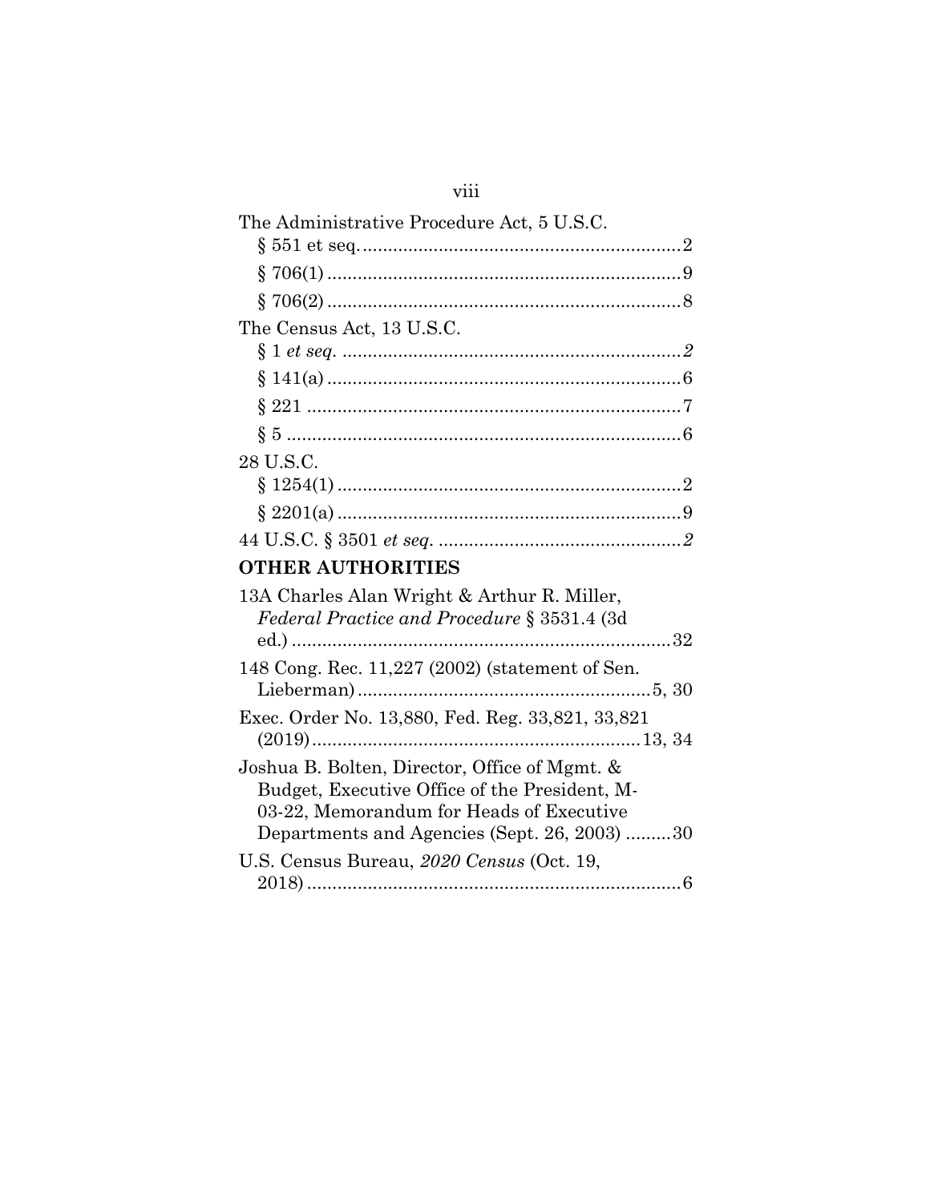The Administrative Procedure Act, 5 U.S.C.

§ 551 et seq. ............................................................... 2

§ 706(1) ..................................................................... 9

§ 706(2) ..................................................................... 8

The Census Act, 13 U.S.C.

§ 1 *et seq.* ................................................................... *2*

§ 141(a) ..................................................................... 6

§ 221 ......................................................................... 7

§ 5 ............................................................................. 6

28 U.S.C.

§ 1254(1) ................................................................... 2

§ 2201(a) ................................................................... 9

44 U.S.C. § 3501 *et seq.* ................................................ *2*

**OTHER AUTHORITIES**

13A Charles Alan Wright & Arthur R. Miller, *Federal Practice and Procedure* § 3531.4 (3d ed.) ........................................................................... 32

148 Cong. Rec. 11,227 (2002) (statement of Sen. Lieberman) .......................................................... 5, 30

Exec. Order No. 13,880, Fed. Reg. 33,821, 33,821 (2019) ................................................................. 13, 34

Joshua B. Bolten, Director, Office of Mgmt. & Budget, Executive Office of the President, M-03-22, Memorandum for Heads of Executive Departments and Agencies (Sept. 26, 2003) ......... 30

U.S. Census Bureau, *2020 Census* (Oct. 19, 2018) .......................................................................... 6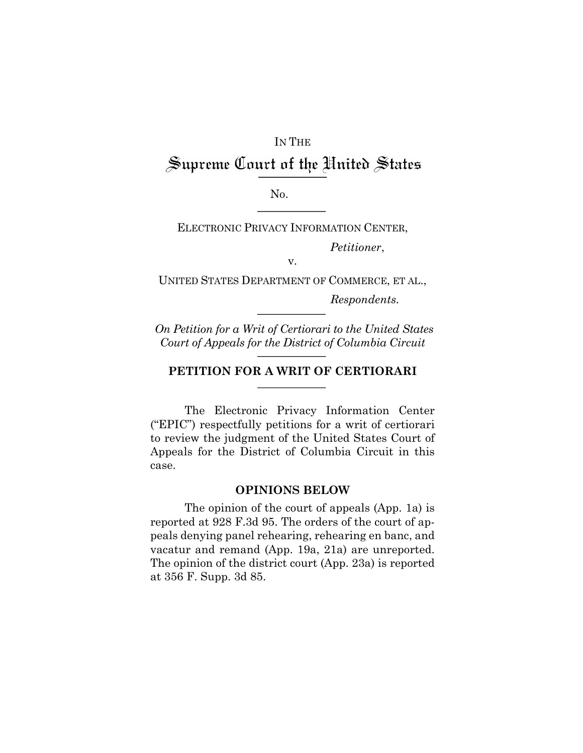IN THE

# Supreme Court of the United States

No.

ELECTRONIC PRIVACY INFORMATION CENTER,

*Petitioner*,

v.

UNITED STATES DEPARTMENT OF COMMERCE, ET AL.,

*Respondents.*

*On Petition for a Writ of Certiorari to the United States Court of Appeals for the District of Columbia Circuit*

## PETITION FOR A WRIT OF CERTIORARI

The Electronic Privacy Information Center ("EPIC") respectfully petitions for a writ of certiorari to review the judgment of the United States Court of Appeals for the District of Columbia Circuit in this case.

### OPINIONS BELOW

The opinion of the court of appeals (App. 1a) is reported at 928 F.3d 95. The orders of the court of appeals denying panel rehearing, rehearing en banc, and vacatur and remand (App. 19a, 21a) are unreported. The opinion of the district court (App. 23a) is reported at 356 F. Supp. 3d 85.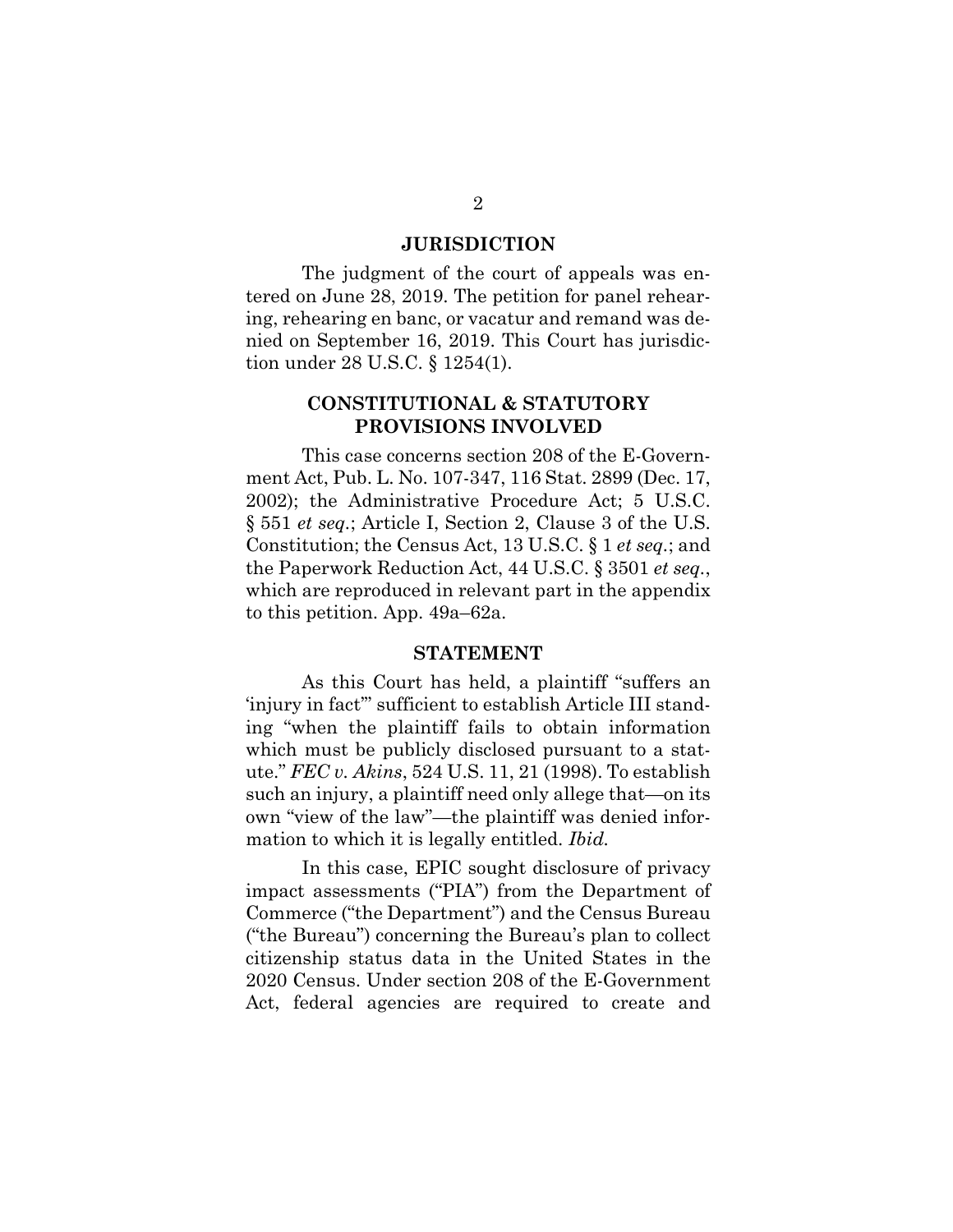## JURISDICTION

The judgment of the court of appeals was entered on June 28, 2019. The petition for panel rehearing, rehearing en banc, or vacatur and remand was denied on September 16, 2019. This Court has jurisdiction under 28 U.S.C. § 1254(1).

## CONSTITUTIONAL & STATUTORY PROVISIONS INVOLVED

This case concerns section 208 of the E-Government Act, Pub. L. No. 107-347, 116 Stat. 2899 (Dec. 17, 2002); the Administrative Procedure Act; 5 U.S.C. § 551 *et seq.*; Article I, Section 2, Clause 3 of the U.S. Constitution; the Census Act, 13 U.S.C. § 1 *et seq.*; and the Paperwork Reduction Act, 44 U.S.C. § 3501 *et seq.*, which are reproduced in relevant part in the appendix to this petition. App. 49a–62a.

## STATEMENT

As this Court has held, a plaintiff "suffers an 'injury in fact'" sufficient to establish Article III standing "when the plaintiff fails to obtain information which must be publicly disclosed pursuant to a statute." *FEC v. Akins*, 524 U.S. 11, 21 (1998). To establish such an injury, a plaintiff need only allege that—on its own "view of the law"—the plaintiff was denied information to which it is legally entitled. *Ibid.*

In this case, EPIC sought disclosure of privacy impact assessments ("PIA") from the Department of Commerce ("the Department") and the Census Bureau ("the Bureau") concerning the Bureau's plan to collect citizenship status data in the United States in the 2020 Census. Under section 208 of the E-Government Act, federal agencies are required to create and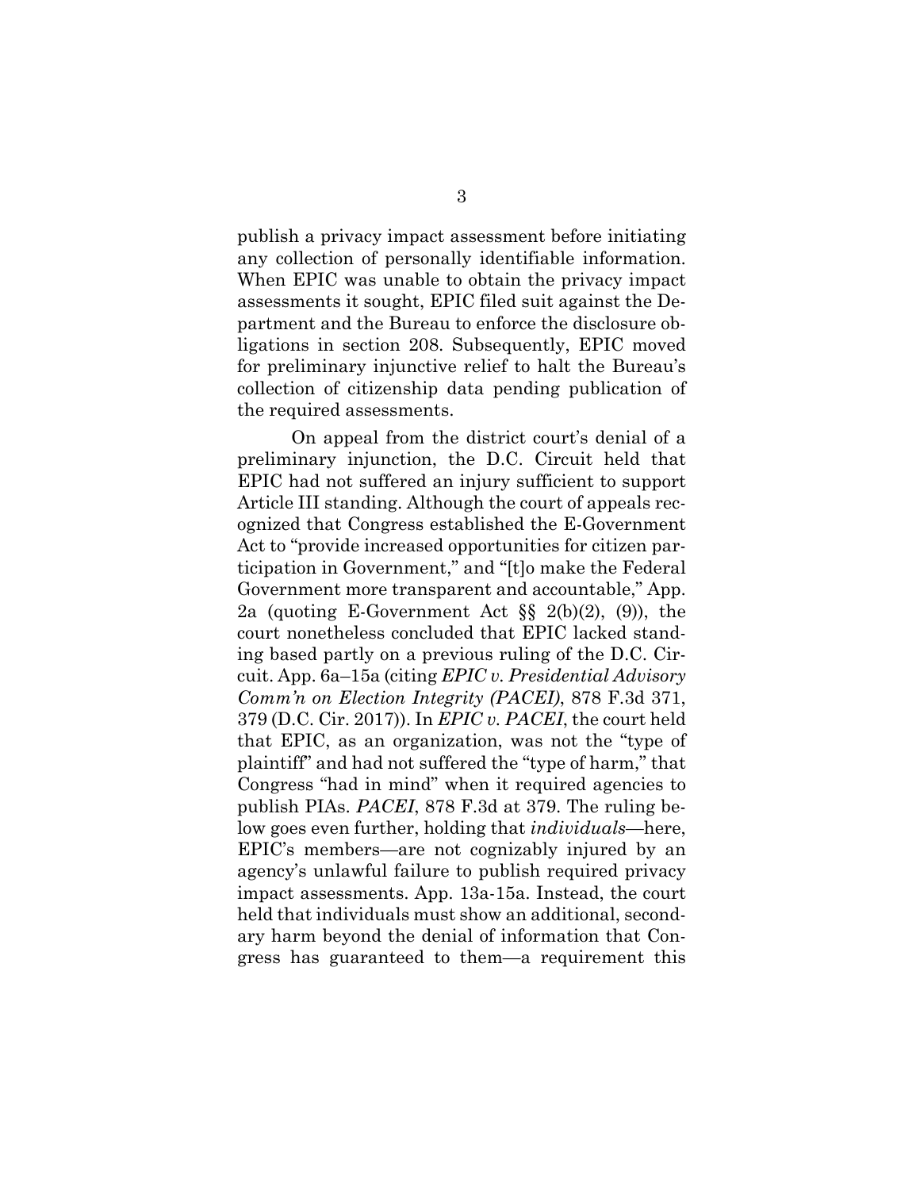publish a privacy impact assessment before initiating any collection of personally identifiable information. When EPIC was unable to obtain the privacy impact assessments it sought, EPIC filed suit against the Department and the Bureau to enforce the disclosure obligations in section 208. Subsequently, EPIC moved for preliminary injunctive relief to halt the Bureau's collection of citizenship data pending publication of the required assessments.

On appeal from the district court's denial of a preliminary injunction, the D.C. Circuit held that EPIC had not suffered an injury sufficient to support Article III standing. Although the court of appeals recognized that Congress established the E-Government Act to "provide increased opportunities for citizen participation in Government," and "[t]o make the Federal Government more transparent and accountable," App. 2a (quoting E-Government Act §§ 2(b)(2), (9)), the court nonetheless concluded that EPIC lacked standing based partly on a previous ruling of the D.C. Circuit. App. 6a–15a (citing *EPIC v. Presidential Advisory Comm'n on Election Integrity (PACEI)*, 878 F.3d 371, 379 (D.C. Cir. 2017)). In *EPIC v. PACEI*, the court held that EPIC, as an organization, was not the "type of plaintiff" and had not suffered the "type of harm," that Congress "had in mind" when it required agencies to publish PIAs. *PACEI*, 878 F.3d at 379. The ruling below goes even further, holding that *individuals*—here, EPIC's members—are not cognizably injured by an agency's unlawful failure to publish required privacy impact assessments. App. 13a-15a. Instead, the court held that individuals must show an additional, secondary harm beyond the denial of information that Congress has guaranteed to them—a requirement this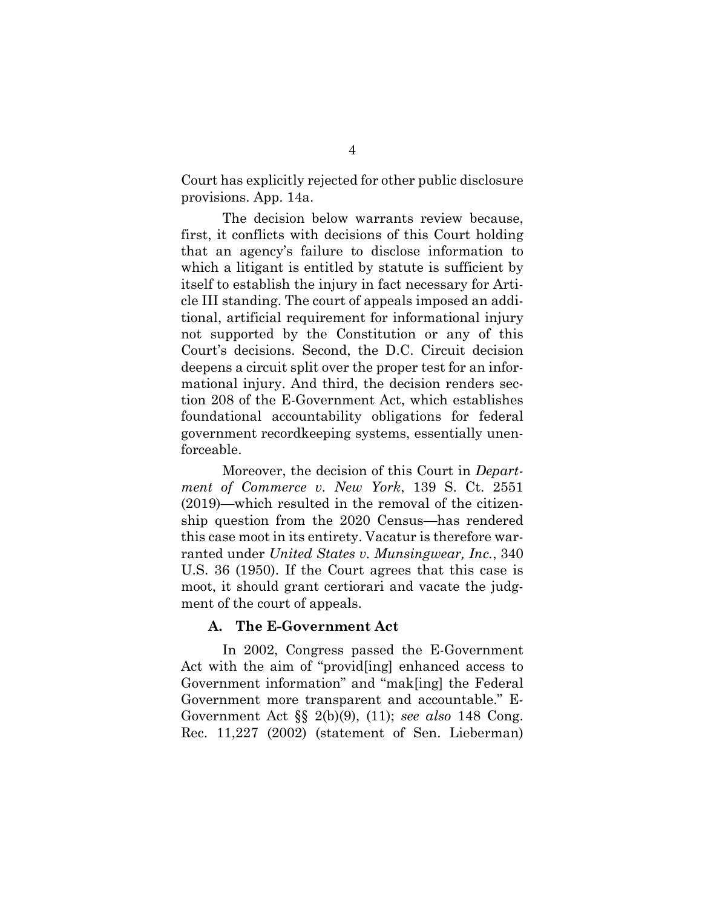Court has explicitly rejected for other public disclosure provisions. App. 14a.

The decision below warrants review because, first, it conflicts with decisions of this Court holding that an agency's failure to disclose information to which a litigant is entitled by statute is sufficient by itself to establish the injury in fact necessary for Article III standing. The court of appeals imposed an additional, artificial requirement for informational injury not supported by the Constitution or any of this Court's decisions. Second, the D.C. Circuit decision deepens a circuit split over the proper test for an informational injury. And third, the decision renders section 208 of the E-Government Act, which establishes foundational accountability obligations for federal government recordkeeping systems, essentially unenforceable.

Moreover, the decision of this Court in *Department of Commerce v. New York*, 139 S. Ct. 2551 (2019)—which resulted in the removal of the citizenship question from the 2020 Census—has rendered this case moot in its entirety. Vacatur is therefore warranted under *United States v. Munsingwear, Inc.*, 340 U.S. 36 (1950). If the Court agrees that this case is moot, it should grant certiorari and vacate the judgment of the court of appeals.

### A. The E-Government Act

In 2002, Congress passed the E-Government Act with the aim of "provid[ing] enhanced access to Government information" and "mak[ing] the Federal Government more transparent and accountable." E-Government Act §§ 2(b)(9), (11); *see also* 148 Cong. Rec. 11,227 (2002) (statement of Sen. Lieberman)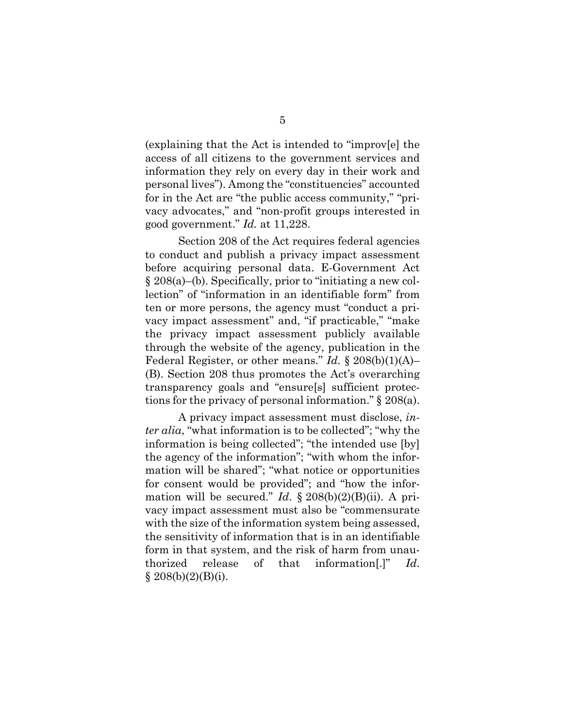(explaining that the Act is intended to "improv[e] the access of all citizens to the government services and information they rely on every day in their work and personal lives"). Among the "constituencies" accounted for in the Act are "the public access community," "privacy advocates," and "non-profit groups interested in good government." *Id.* at 11,228.

Section 208 of the Act requires federal agencies to conduct and publish a privacy impact assessment before acquiring personal data. E-Government Act § 208(a)–(b). Specifically, prior to "initiating a new collection" of "information in an identifiable form" from ten or more persons, the agency must "conduct a privacy impact assessment" and, "if practicable," "make the privacy impact assessment publicly available through the website of the agency, publication in the Federal Register, or other means." *Id.* § 208(b)(1)(A)–(B). Section 208 thus promotes the Act's overarching transparency goals and "ensure[s] sufficient protections for the privacy of personal information." § 208(a).

A privacy impact assessment must disclose, *inter alia*, "what information is to be collected"; "why the information is being collected"; "the intended use [by] the agency of the information"; "with whom the information will be shared"; "what notice or opportunities for consent would be provided"; and "how the information will be secured." *Id*. § 208(b)(2)(B)(ii). A privacy impact assessment must also be "commensurate with the size of the information system being assessed, the sensitivity of information that is in an identifiable form in that system, and the risk of harm from unauthorized release of that information[.]" *Id*. § 208(b)(2)(B)(i).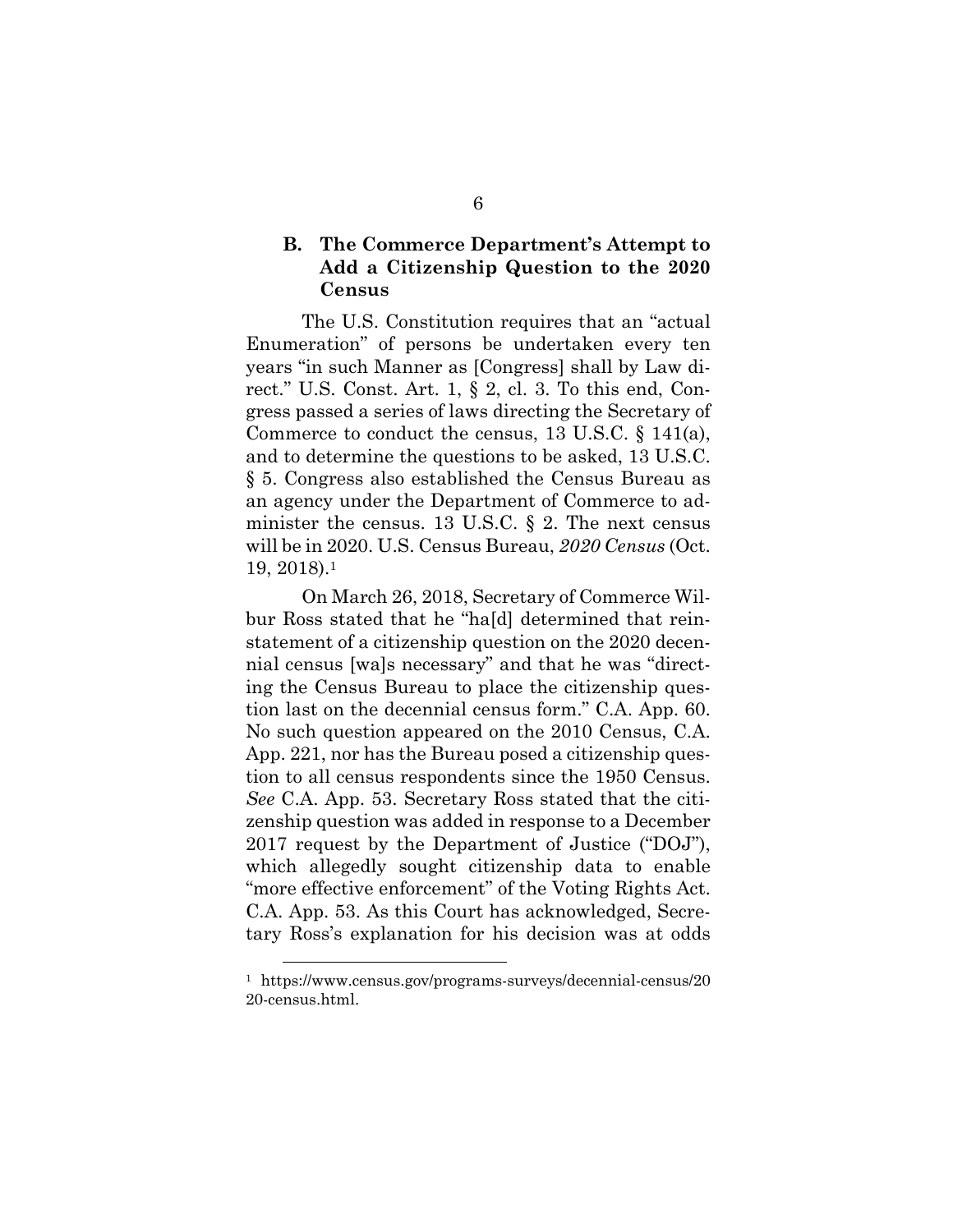### B. The Commerce Department's Attempt to Add a Citizenship Question to the 2020 Census

The U.S. Constitution requires that an "actual Enumeration" of persons be undertaken every ten years "in such Manner as [Congress] shall by Law direct." U.S. Const. Art. 1, § 2, cl. 3. To this end, Congress passed a series of laws directing the Secretary of Commerce to conduct the census, 13 U.S.C. § 141(a), and to determine the questions to be asked, 13 U.S.C. § 5. Congress also established the Census Bureau as an agency under the Department of Commerce to administer the census. 13 U.S.C. § 2. The next census will be in 2020. U.S. Census Bureau, *2020 Census* (Oct. 19, 2018).[1]

On March 26, 2018, Secretary of Commerce Wilbur Ross stated that he "ha[d] determined that reinstatement of a citizenship question on the 2020 decennial census [wa]s necessary" and that he was "directing the Census Bureau to place the citizenship question last on the decennial census form." C.A. App. 60. No such question appeared on the 2010 Census, C.A. App. 221, nor has the Bureau posed a citizenship question to all census respondents since the 1950 Census. *See* C.A. App. 53. Secretary Ross stated that the citizenship question was added in response to a December 2017 request by the Department of Justice ("DOJ"), which allegedly sought citizenship data to enable "more effective enforcement" of the Voting Rights Act. C.A. App. 53. As this Court has acknowledged, Secretary Ross's explanation for his decision was at odds

[1] https://www.census.gov/programs-surveys/decennial-census/2020-census.html.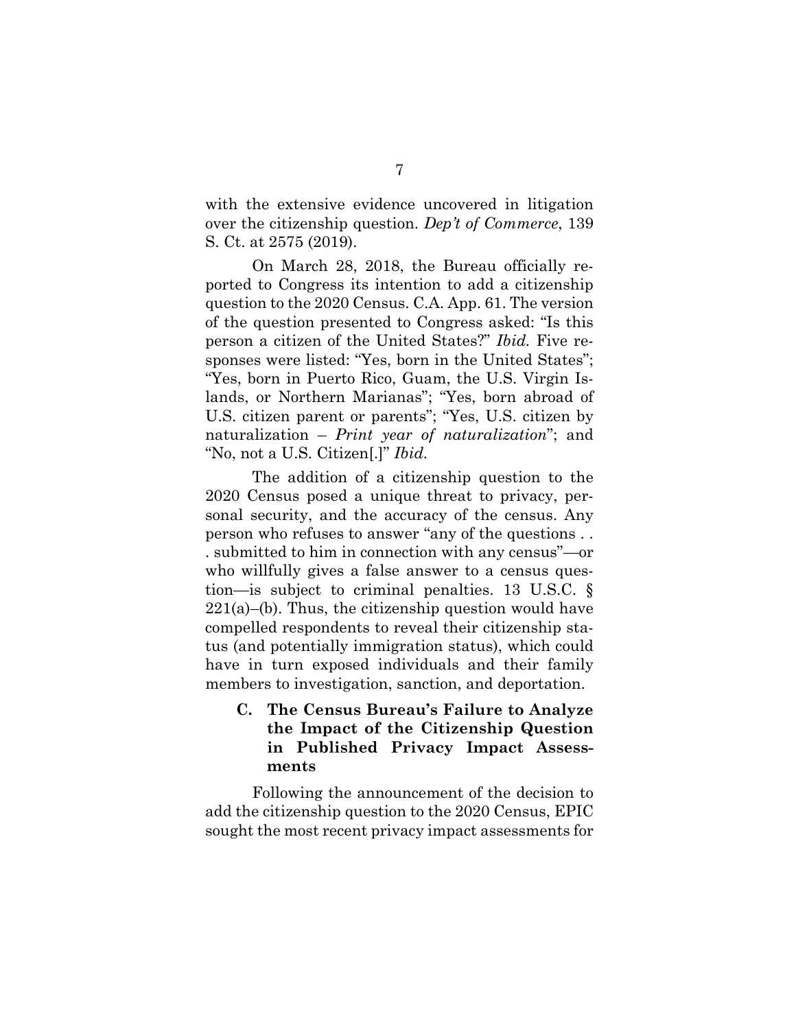with the extensive evidence uncovered in litigation over the citizenship question. *Dep't of Commerce*, 139 S. Ct. at 2575 (2019).

On March 28, 2018, the Bureau officially reported to Congress its intention to add a citizenship question to the 2020 Census. C.A. App. 61. The version of the question presented to Congress asked: "Is this person a citizen of the United States?" *Ibid.* Five responses were listed: "Yes, born in the United States"; "Yes, born in Puerto Rico, Guam, the U.S. Virgin Islands, or Northern Marianas"; "Yes, born abroad of U.S. citizen parent or parents"; "Yes, U.S. citizen by naturalization – *Print year of naturalization*"; and "No, not a U.S. Citizen[.]" *Ibid.*

The addition of a citizenship question to the 2020 Census posed a unique threat to privacy, personal security, and the accuracy of the census. Any person who refuses to answer "any of the questions . . . submitted to him in connection with any census"—or who willfully gives a false answer to a census question—is subject to criminal penalties. 13 U.S.C. § 221(a)–(b). Thus, the citizenship question would have compelled respondents to reveal their citizenship status (and potentially immigration status), which could have in turn exposed individuals and their family members to investigation, sanction, and deportation.

### C. The Census Bureau's Failure to Analyze the Impact of the Citizenship Question in Published Privacy Impact Assessments

Following the announcement of the decision to add the citizenship question to the 2020 Census, EPIC sought the most recent privacy impact assessments for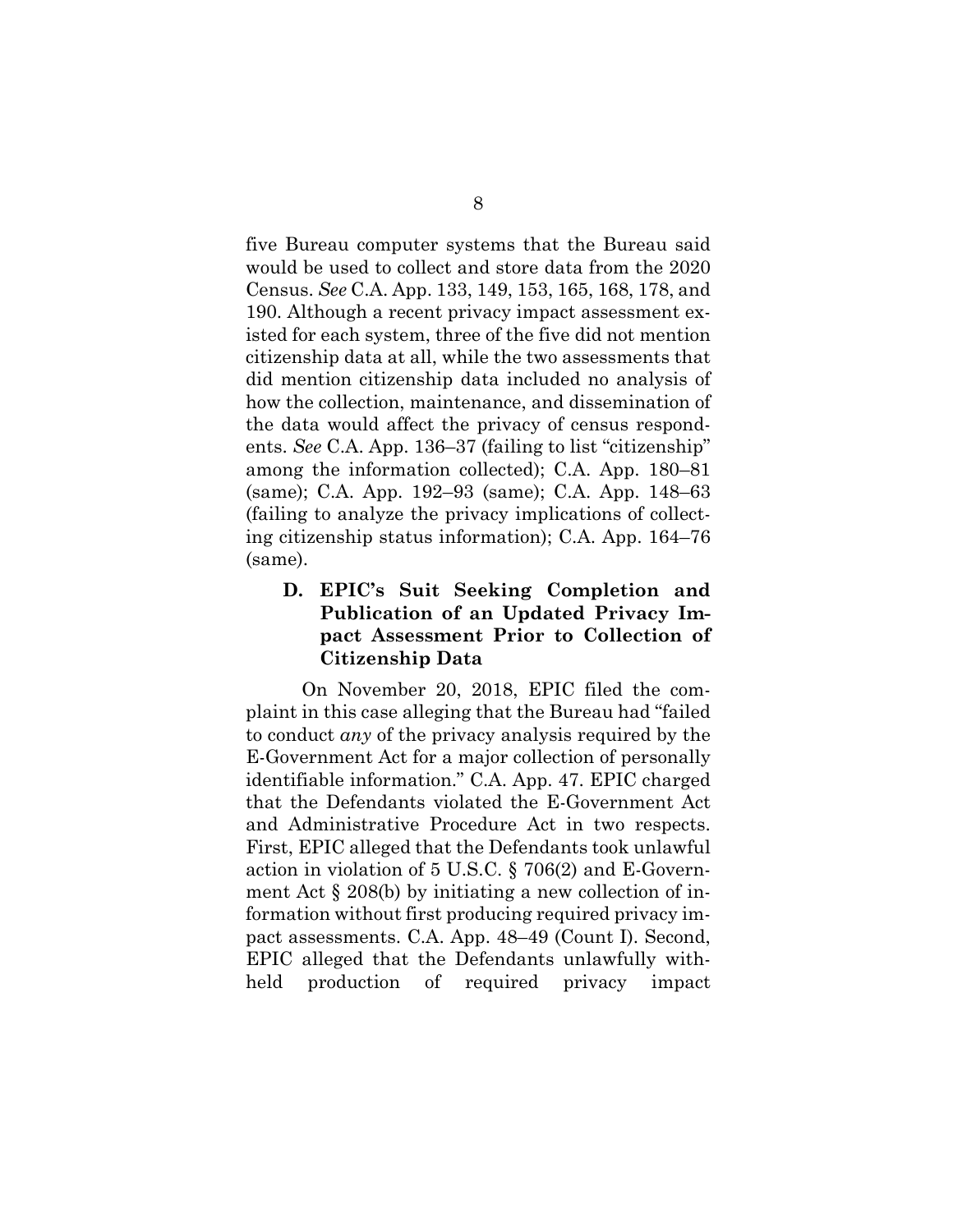five Bureau computer systems that the Bureau said would be used to collect and store data from the 2020 Census. *See* C.A. App. 133, 149, 153, 165, 168, 178, and 190. Although a recent privacy impact assessment existed for each system, three of the five did not mention citizenship data at all, while the two assessments that did mention citizenship data included no analysis of how the collection, maintenance, and dissemination of the data would affect the privacy of census respondents. *See* C.A. App. 136–37 (failing to list "citizenship" among the information collected); C.A. App. 180–81 (same); C.A. App. 192–93 (same); C.A. App. 148–63 (failing to analyze the privacy implications of collecting citizenship status information); C.A. App. 164–76 (same).

### D. EPIC's Suit Seeking Completion and Publication of an Updated Privacy Impact Assessment Prior to Collection of Citizenship Data

On November 20, 2018, EPIC filed the complaint in this case alleging that the Bureau had "failed to conduct *any* of the privacy analysis required by the E-Government Act for a major collection of personally identifiable information." C.A. App. 47. EPIC charged that the Defendants violated the E-Government Act and Administrative Procedure Act in two respects. First, EPIC alleged that the Defendants took unlawful action in violation of 5 U.S.C. § 706(2) and E-Government Act § 208(b) by initiating a new collection of information without first producing required privacy impact assessments. C.A. App. 48–49 (Count I). Second, EPIC alleged that the Defendants unlawfully withheld production of required privacy impact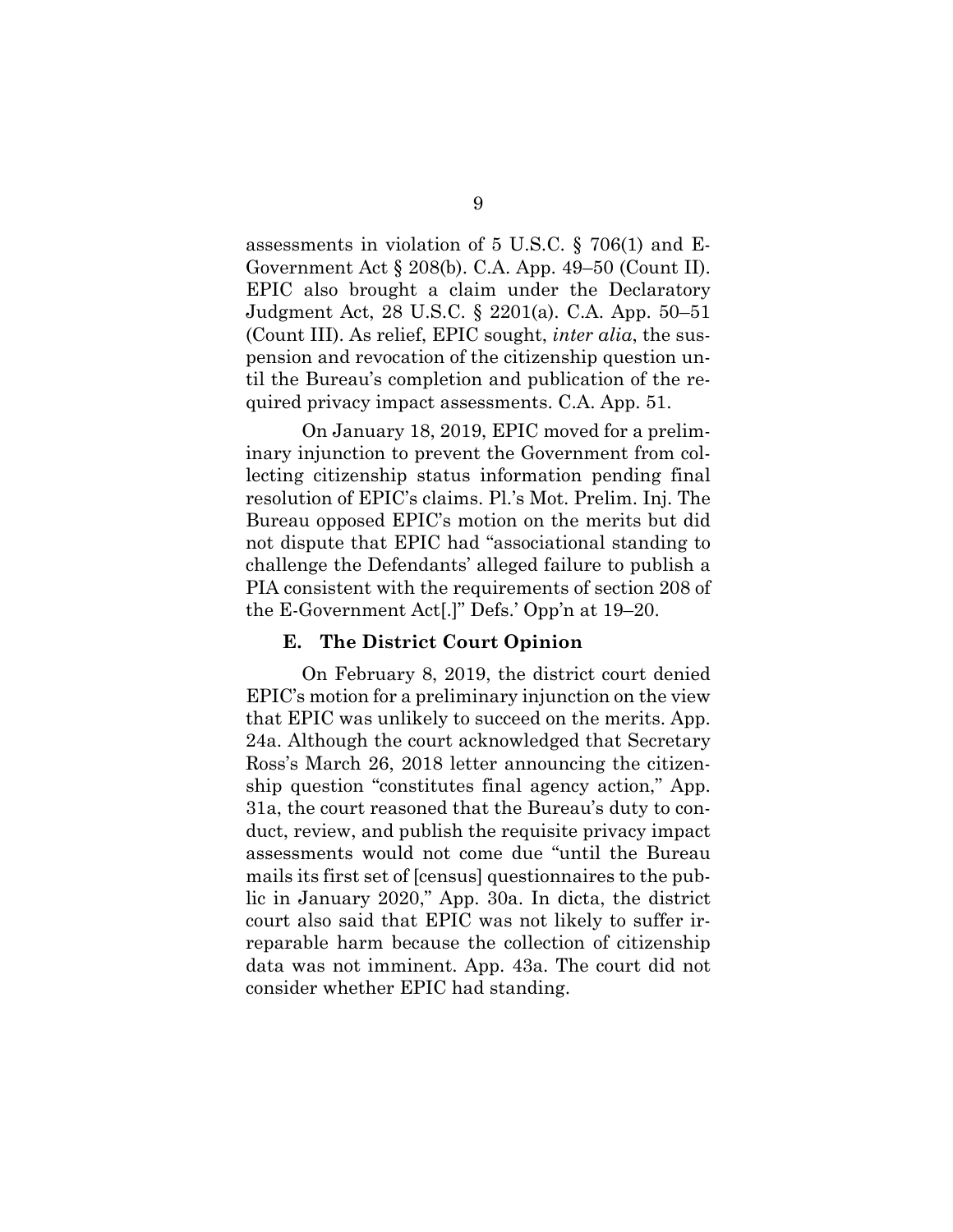assessments in violation of 5 U.S.C. § 706(1) and E-Government Act § 208(b). C.A. App. 49–50 (Count II). EPIC also brought a claim under the Declaratory Judgment Act, 28 U.S.C. § 2201(a). C.A. App. 50–51 (Count III). As relief, EPIC sought, *inter alia*, the suspension and revocation of the citizenship question until the Bureau's completion and publication of the required privacy impact assessments. C.A. App. 51.

On January 18, 2019, EPIC moved for a preliminary injunction to prevent the Government from collecting citizenship status information pending final resolution of EPIC's claims. Pl.'s Mot. Prelim. Inj. The Bureau opposed EPIC's motion on the merits but did not dispute that EPIC had "associational standing to challenge the Defendants' alleged failure to publish a PIA consistent with the requirements of section 208 of the E-Government Act[.]" Defs.' Opp'n at 19–20.

### E. The District Court Opinion

On February 8, 2019, the district court denied EPIC's motion for a preliminary injunction on the view that EPIC was unlikely to succeed on the merits. App. 24a. Although the court acknowledged that Secretary Ross's March 26, 2018 letter announcing the citizenship question "constitutes final agency action," App. 31a, the court reasoned that the Bureau's duty to conduct, review, and publish the requisite privacy impact assessments would not come due "until the Bureau mails its first set of [census] questionnaires to the public in January 2020," App. 30a. In dicta, the district court also said that EPIC was not likely to suffer irreparable harm because the collection of citizenship data was not imminent. App. 43a. The court did not consider whether EPIC had standing.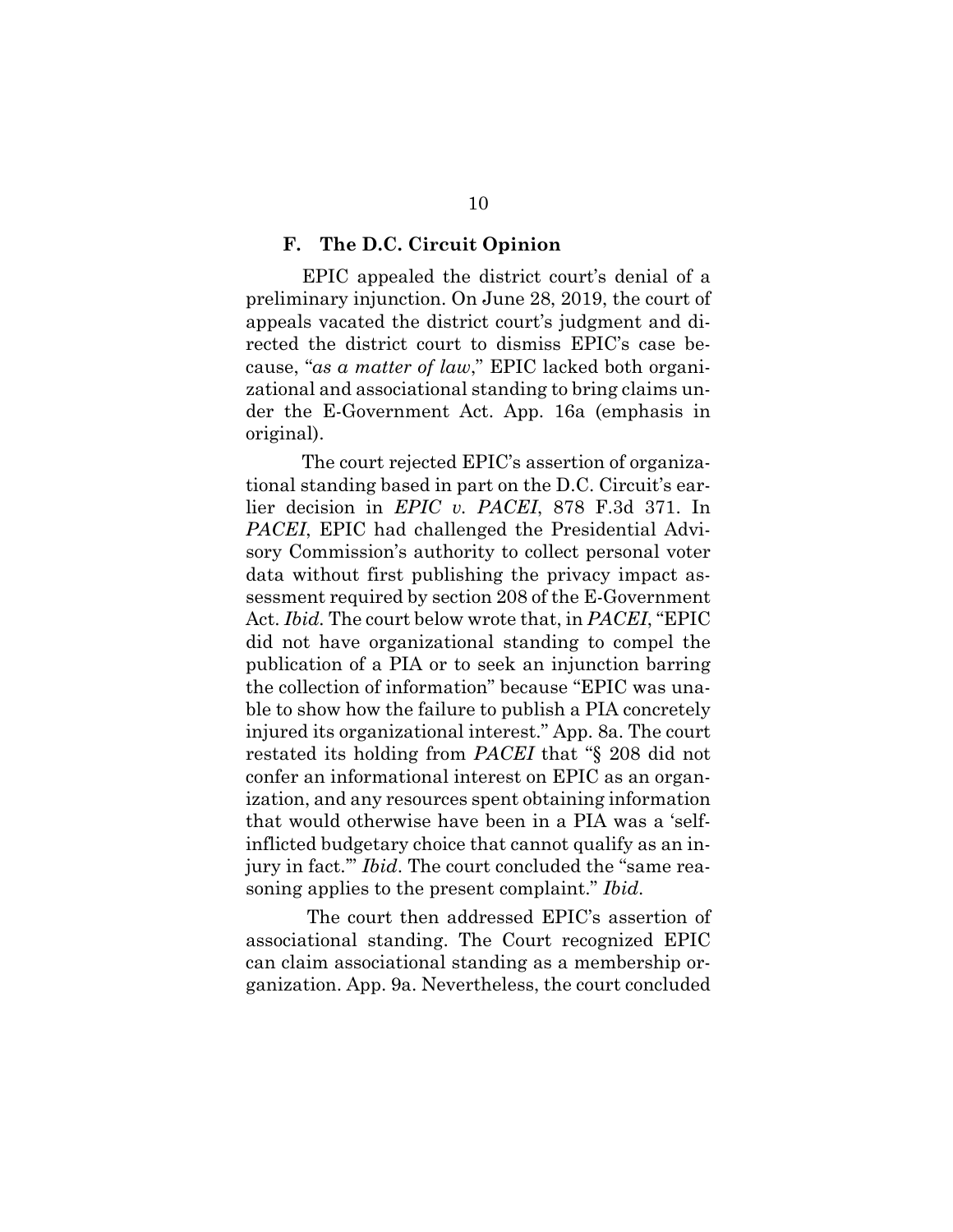### F. The D.C. Circuit Opinion

EPIC appealed the district court's denial of a preliminary injunction. On June 28, 2019, the court of appeals vacated the district court's judgment and directed the district court to dismiss EPIC's case because, "*as a matter of law*," EPIC lacked both organizational and associational standing to bring claims under the E-Government Act. App. 16a (emphasis in original).

The court rejected EPIC's assertion of organizational standing based in part on the D.C. Circuit's earlier decision in *EPIC v. PACEI*, 878 F.3d 371. In *PACEI*, EPIC had challenged the Presidential Advisory Commission's authority to collect personal voter data without first publishing the privacy impact assessment required by section 208 of the E-Government Act. *Ibid.* The court below wrote that, in *PACEI*, "EPIC did not have organizational standing to compel the publication of a PIA or to seek an injunction barring the collection of information" because "EPIC was unable to show how the failure to publish a PIA concretely injured its organizational interest." App. 8a. The court restated its holding from *PACEI* that "§ 208 did not confer an informational interest on EPIC as an organization, and any resources spent obtaining information that would otherwise have been in a PIA was a 'self-inflicted budgetary choice that cannot qualify as an injury in fact.'" *Ibid*. The court concluded the "same reasoning applies to the present complaint." *Ibid*.

The court then addressed EPIC's assertion of associational standing. The Court recognized EPIC can claim associational standing as a membership organization. App. 9a. Nevertheless, the court concluded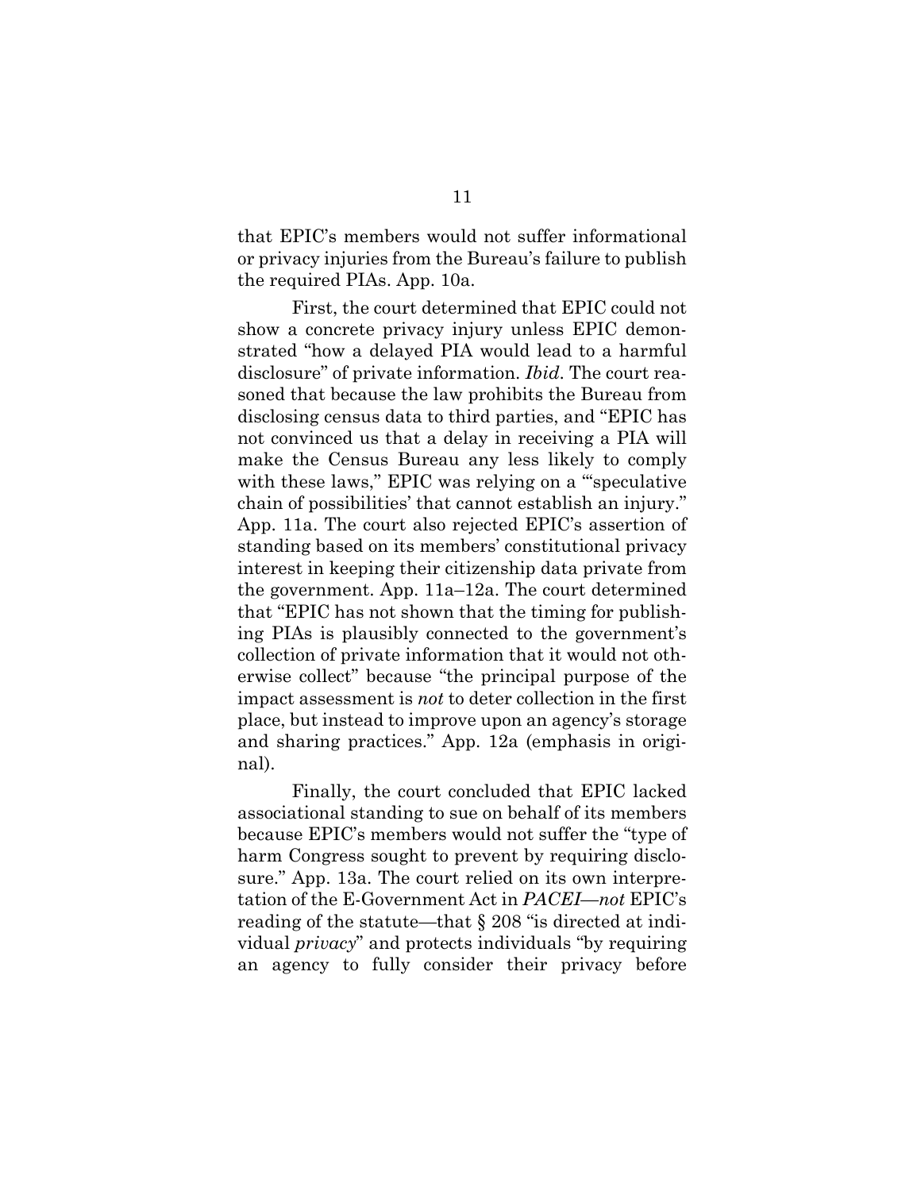that EPIC's members would not suffer informational or privacy injuries from the Bureau's failure to publish the required PIAs. App. 10a.

First, the court determined that EPIC could not show a concrete privacy injury unless EPIC demonstrated "how a delayed PIA would lead to a harmful disclosure" of private information. *Ibid.* The court reasoned that because the law prohibits the Bureau from disclosing census data to third parties, and "EPIC has not convinced us that a delay in receiving a PIA will make the Census Bureau any less likely to comply with these laws," EPIC was relying on a "'speculative chain of possibilities' that cannot establish an injury." App. 11a. The court also rejected EPIC's assertion of standing based on its members' constitutional privacy interest in keeping their citizenship data private from the government. App. 11a–12a. The court determined that "EPIC has not shown that the timing for publishing PIAs is plausibly connected to the government's collection of private information that it would not otherwise collect" because "the principal purpose of the impact assessment is *not* to deter collection in the first place, but instead to improve upon an agency's storage and sharing practices." App. 12a (emphasis in original).

Finally, the court concluded that EPIC lacked associational standing to sue on behalf of its members because EPIC's members would not suffer the "type of harm Congress sought to prevent by requiring disclosure." App. 13a. The court relied on its own interpretation of the E-Government Act in *PACEI*—*not* EPIC's reading of the statute—that § 208 "is directed at individual *privacy*" and protects individuals "by requiring an agency to fully consider their privacy before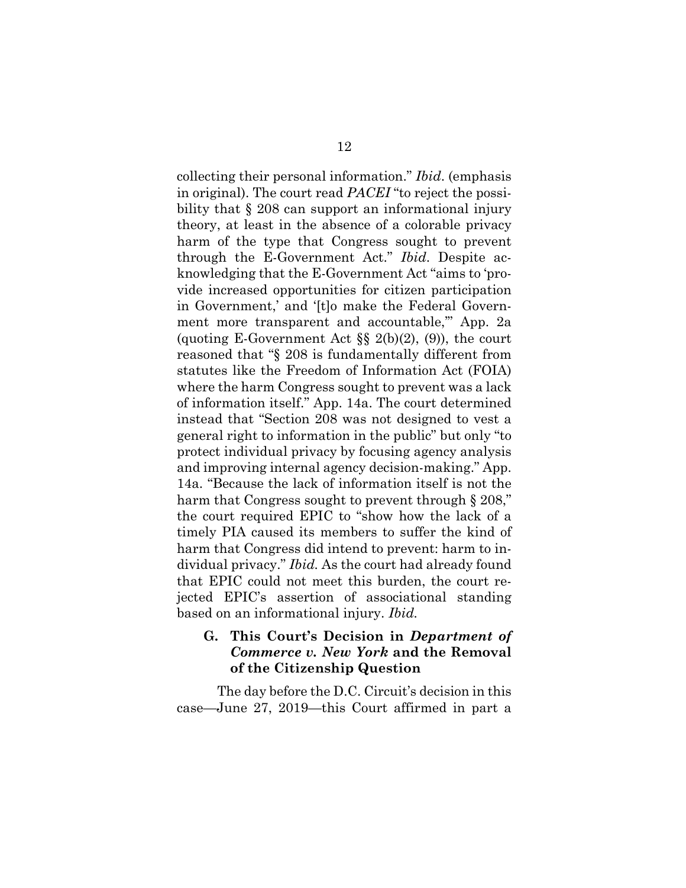collecting their personal information." *Ibid*. (emphasis in original). The court read *PACEI* "to reject the possibility that § 208 can support an informational injury theory, at least in the absence of a colorable privacy harm of the type that Congress sought to prevent through the E-Government Act." *Ibid*. Despite acknowledging that the E-Government Act "aims to 'provide increased opportunities for citizen participation in Government,' and '[t]o make the Federal Government more transparent and accountable,'" App. 2a (quoting E-Government Act §§ 2(b)(2), (9)), the court reasoned that "§ 208 is fundamentally different from statutes like the Freedom of Information Act (FOIA) where the harm Congress sought to prevent was a lack of information itself." App. 14a. The court determined instead that "Section 208 was not designed to vest a general right to information in the public" but only "to protect individual privacy by focusing agency analysis and improving internal agency decision-making." App. 14a. "Because the lack of information itself is not the harm that Congress sought to prevent through § 208," the court required EPIC to "show how the lack of a timely PIA caused its members to suffer the kind of harm that Congress did intend to prevent: harm to individual privacy." *Ibid.* As the court had already found that EPIC could not meet this burden, the court rejected EPIC's assertion of associational standing based on an informational injury. *Ibid.*

### G. This Court's Decision in *Department of Commerce v. New York* and the Removal of the Citizenship Question

The day before the D.C. Circuit's decision in this case—June 27, 2019—this Court affirmed in part a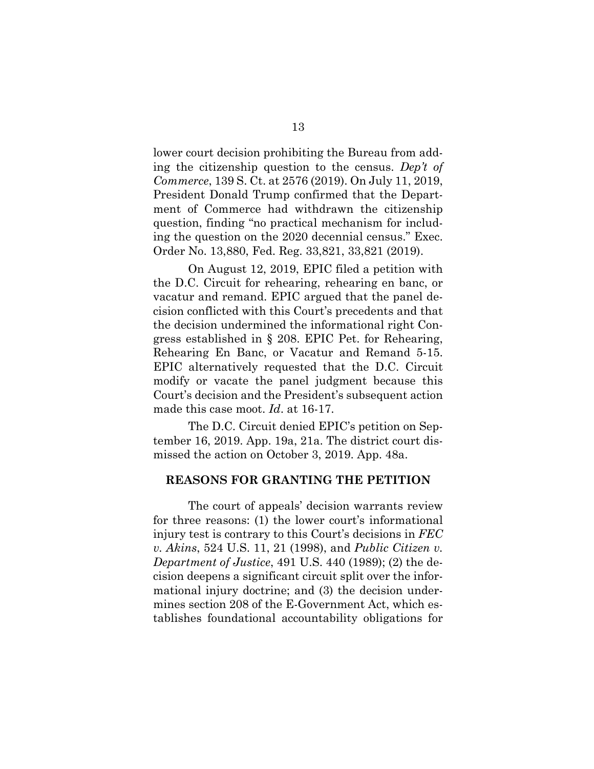lower court decision prohibiting the Bureau from adding the citizenship question to the census. *Dep't of Commerce*, 139 S. Ct. at 2576 (2019). On July 11, 2019, President Donald Trump confirmed that the Department of Commerce had withdrawn the citizenship question, finding "no practical mechanism for including the question on the 2020 decennial census." Exec. Order No. 13,880, Fed. Reg. 33,821, 33,821 (2019).

On August 12, 2019, EPIC filed a petition with the D.C. Circuit for rehearing, rehearing en banc, or vacatur and remand. EPIC argued that the panel decision conflicted with this Court's precedents and that the decision undermined the informational right Congress established in § 208. EPIC Pet. for Rehearing, Rehearing En Banc, or Vacatur and Remand 5-15. EPIC alternatively requested that the D.C. Circuit modify or vacate the panel judgment because this Court's decision and the President's subsequent action made this case moot. *Id*. at 16-17.

The D.C. Circuit denied EPIC's petition on September 16, 2019. App. 19a, 21a. The district court dismissed the action on October 3, 2019. App. 48a.

## REASONS FOR GRANTING THE PETITION

The court of appeals' decision warrants review for three reasons: (1) the lower court's informational injury test is contrary to this Court's decisions in *FEC v. Akins*, 524 U.S. 11, 21 (1998), and *Public Citizen v. Department of Justice*, 491 U.S. 440 (1989); (2) the decision deepens a significant circuit split over the informational injury doctrine; and (3) the decision undermines section 208 of the E-Government Act, which establishes foundational accountability obligations for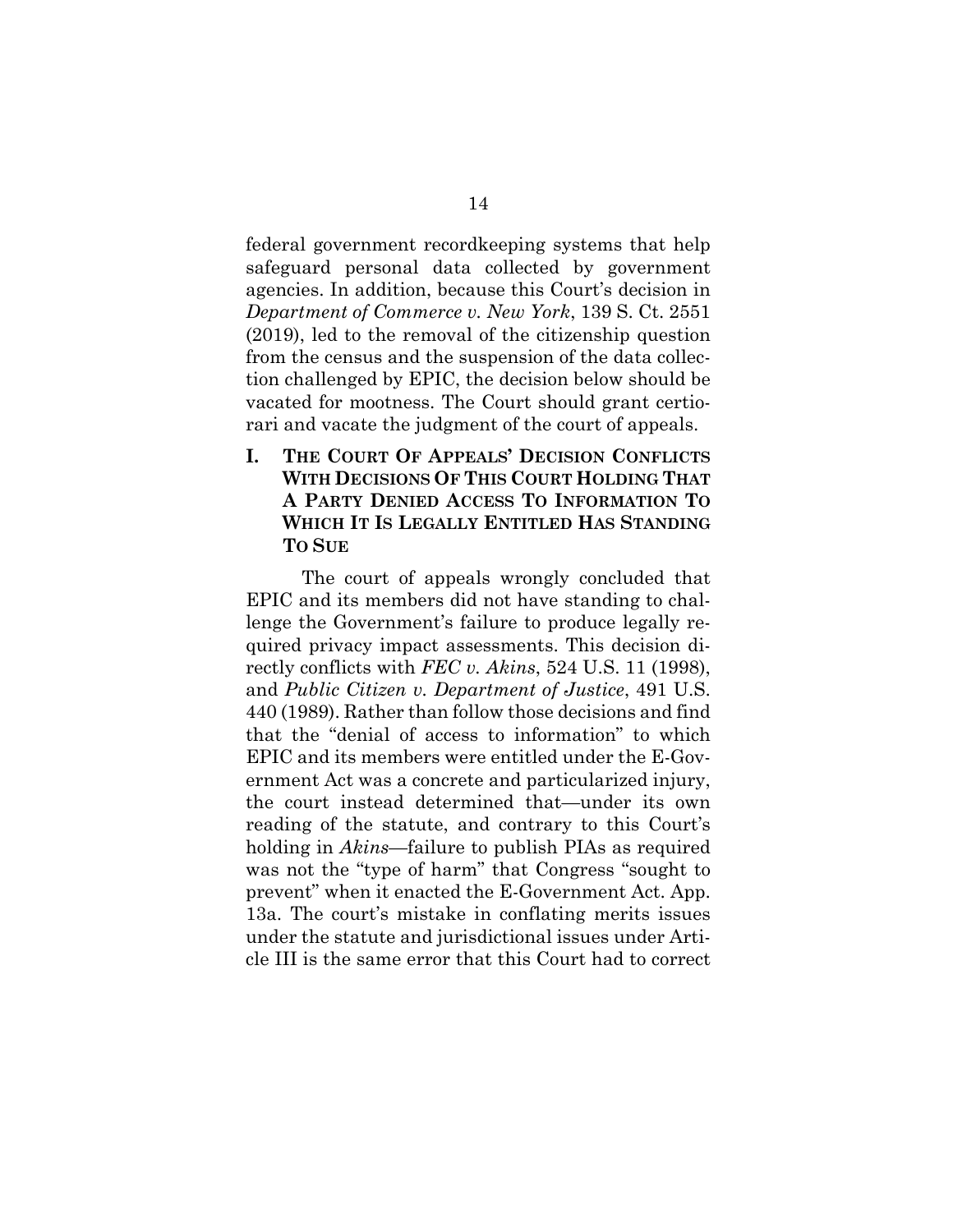federal government recordkeeping systems that help safeguard personal data collected by government agencies. In addition, because this Court's decision in *Department of Commerce v. New York*, 139 S. Ct. 2551 (2019), led to the removal of the citizenship question from the census and the suspension of the data collection challenged by EPIC, the decision below should be vacated for mootness. The Court should grant certiorari and vacate the judgment of the court of appeals.

## I. THE COURT OF APPEALS' DECISION CONFLICTS WITH DECISIONS OF THIS COURT HOLDING THAT A PARTY DENIED ACCESS TO INFORMATION TO WHICH IT IS LEGALLY ENTITLED HAS STANDING TO SUE

The court of appeals wrongly concluded that EPIC and its members did not have standing to challenge the Government's failure to produce legally required privacy impact assessments. This decision directly conflicts with *FEC v. Akins*, 524 U.S. 11 (1998), and *Public Citizen v. Department of Justice*, 491 U.S. 440 (1989). Rather than follow those decisions and find that the "denial of access to information" to which EPIC and its members were entitled under the E-Government Act was a concrete and particularized injury, the court instead determined that—under its own reading of the statute, and contrary to this Court's holding in *Akins*—failure to publish PIAs as required was not the "type of harm" that Congress "sought to prevent" when it enacted the E-Government Act. App. 13a. The court's mistake in conflating merits issues under the statute and jurisdictional issues under Article III is the same error that this Court had to correct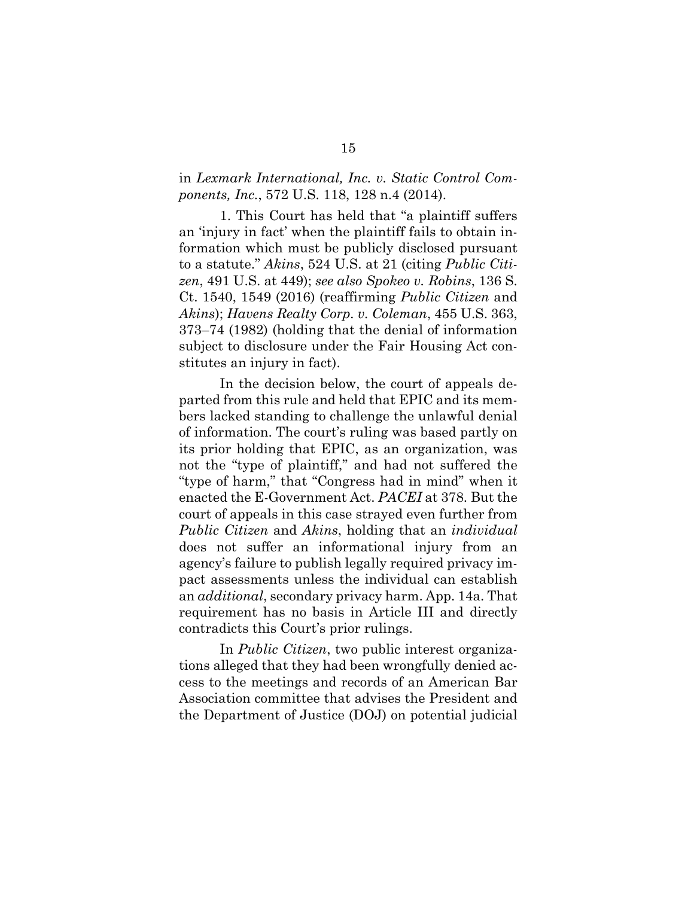in *Lexmark International, Inc. v. Static Control Components, Inc.*, 572 U.S. 118, 128 n.4 (2014).

1. This Court has held that "a plaintiff suffers an 'injury in fact' when the plaintiff fails to obtain information which must be publicly disclosed pursuant to a statute." *Akins*, 524 U.S. at 21 (citing *Public Citizen*, 491 U.S. at 449); *see also Spokeo v. Robins*, 136 S. Ct. 1540, 1549 (2016) (reaffirming *Public Citizen* and *Akins*); *Havens Realty Corp. v. Coleman*, 455 U.S. 363, 373–74 (1982) (holding that the denial of information subject to disclosure under the Fair Housing Act constitutes an injury in fact).

In the decision below, the court of appeals departed from this rule and held that EPIC and its members lacked standing to challenge the unlawful denial of information. The court's ruling was based partly on its prior holding that EPIC, as an organization, was not the "type of plaintiff," and had not suffered the "type of harm," that "Congress had in mind" when it enacted the E-Government Act. *PACEI* at 378. But the court of appeals in this case strayed even further from *Public Citizen* and *Akins*, holding that an *individual* does not suffer an informational injury from an agency's failure to publish legally required privacy impact assessments unless the individual can establish an *additional*, secondary privacy harm. App. 14a. That requirement has no basis in Article III and directly contradicts this Court's prior rulings.

In *Public Citizen*, two public interest organizations alleged that they had been wrongfully denied access to the meetings and records of an American Bar Association committee that advises the President and the Department of Justice (DOJ) on potential judicial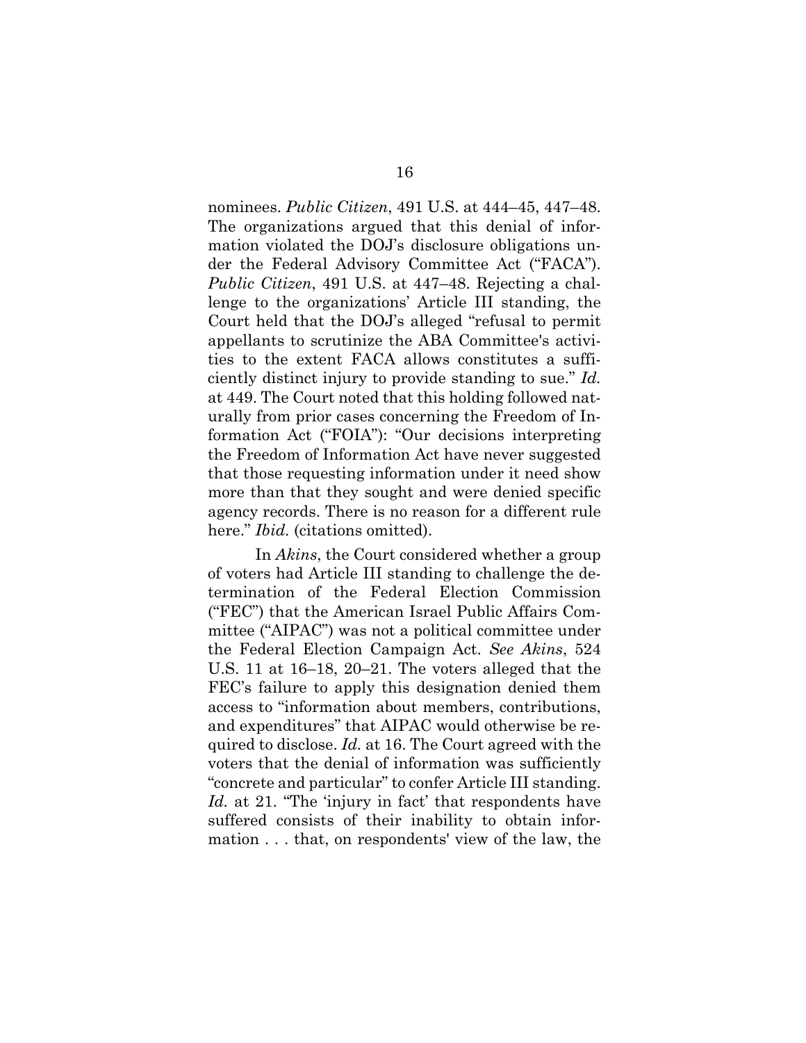nominees. *Public Citizen*, 491 U.S. at 444–45, 447–48. The organizations argued that this denial of information violated the DOJ's disclosure obligations under the Federal Advisory Committee Act ("FACA"). *Public Citizen*, 491 U.S. at 447–48. Rejecting a challenge to the organizations' Article III standing, the Court held that the DOJ's alleged "refusal to permit appellants to scrutinize the ABA Committee's activities to the extent FACA allows constitutes a sufficiently distinct injury to provide standing to sue." *Id.* at 449. The Court noted that this holding followed naturally from prior cases concerning the Freedom of Information Act ("FOIA"): "Our decisions interpreting the Freedom of Information Act have never suggested that those requesting information under it need show more than that they sought and were denied specific agency records. There is no reason for a different rule here." *Ibid.* (citations omitted).

In *Akins*, the Court considered whether a group of voters had Article III standing to challenge the determination of the Federal Election Commission ("FEC") that the American Israel Public Affairs Committee ("AIPAC") was not a political committee under the Federal Election Campaign Act. *See Akins*, 524 U.S. 11 at 16–18, 20–21. The voters alleged that the FEC's failure to apply this designation denied them access to "information about members, contributions, and expenditures" that AIPAC would otherwise be required to disclose. *Id.* at 16. The Court agreed with the voters that the denial of information was sufficiently "concrete and particular" to confer Article III standing. *Id.* at 21. "The 'injury in fact' that respondents have suffered consists of their inability to obtain information . . . that, on respondents' view of the law, the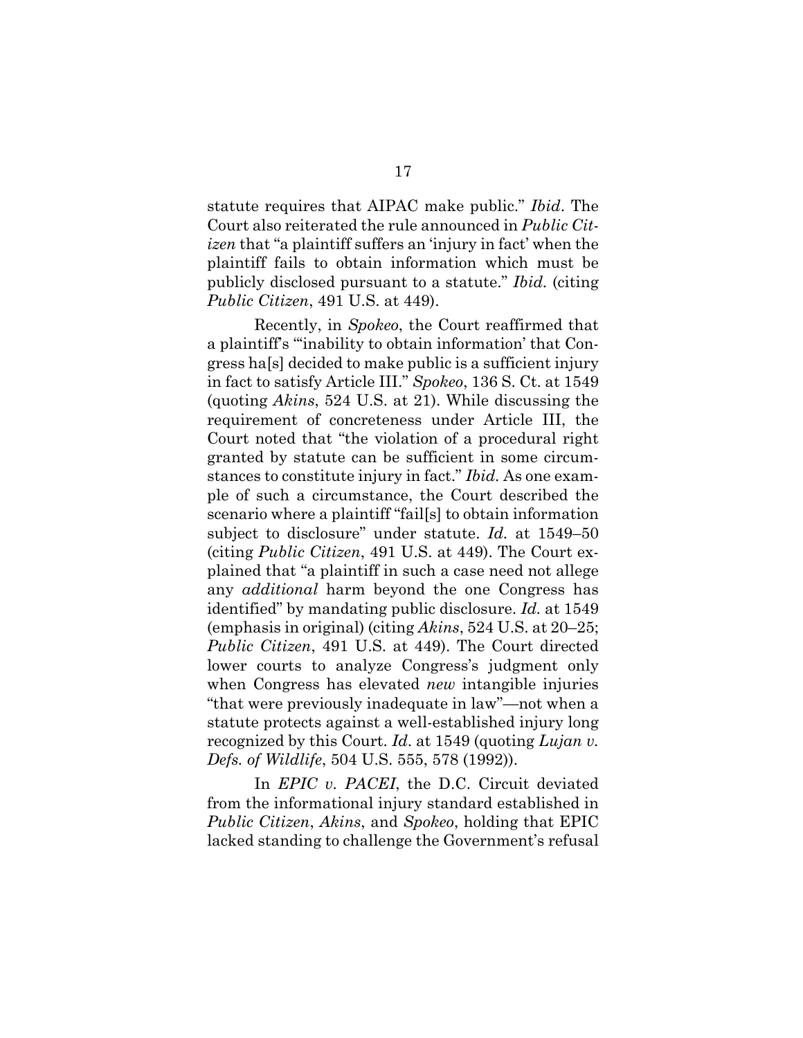statute requires that AIPAC make public." *Ibid*. The Court also reiterated the rule announced in *Public Citizen* that "a plaintiff suffers an 'injury in fact' when the plaintiff fails to obtain information which must be publicly disclosed pursuant to a statute." *Ibid*. (citing *Public Citizen*, 491 U.S. at 449).

Recently, in *Spokeo*, the Court reaffirmed that a plaintiff's "'inability to obtain information' that Congress ha[s] decided to make public is a sufficient injury in fact to satisfy Article III." *Spokeo*, 136 S. Ct. at 1549 (quoting *Akins*, 524 U.S. at 21). While discussing the requirement of concreteness under Article III, the Court noted that "the violation of a procedural right granted by statute can be sufficient in some circumstances to constitute injury in fact." *Ibid*. As one example of such a circumstance, the Court described the scenario where a plaintiff "fail[s] to obtain information subject to disclosure" under statute. *Id*. at 1549–50 (citing *Public Citizen*, 491 U.S. at 449). The Court explained that "a plaintiff in such a case need not allege any *additional* harm beyond the one Congress has identified" by mandating public disclosure. *Id*. at 1549 (emphasis in original) (citing *Akins*, 524 U.S. at 20–25; *Public Citizen*, 491 U.S. at 449). The Court directed lower courts to analyze Congress's judgment only when Congress has elevated *new* intangible injuries "that were previously inadequate in law"—not when a statute protects against a well-established injury long recognized by this Court. *Id*. at 1549 (quoting *Lujan v. Defs. of Wildlife*, 504 U.S. 555, 578 (1992)).

In *EPIC v. PACEI*, the D.C. Circuit deviated from the informational injury standard established in *Public Citizen*, *Akins*, and *Spokeo*, holding that EPIC lacked standing to challenge the Government's refusal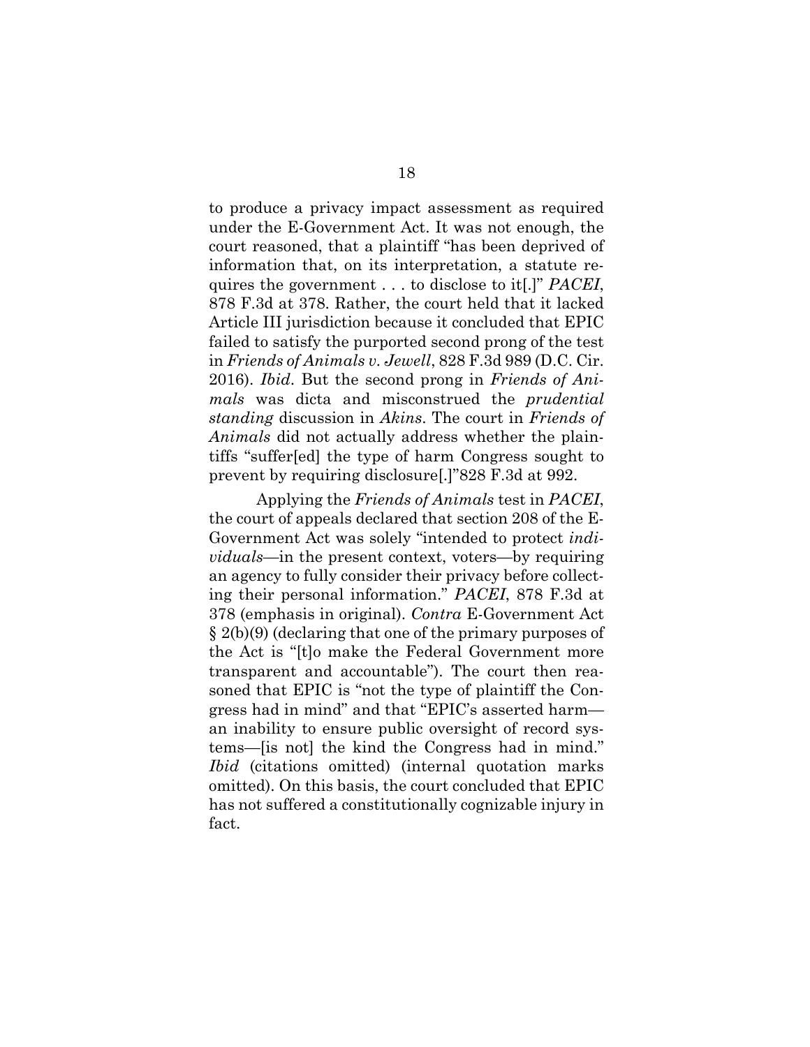to produce a privacy impact assessment as required under the E-Government Act. It was not enough, the court reasoned, that a plaintiff "has been deprived of information that, on its interpretation, a statute requires the government . . . to disclose to it[.]" *PACEI*, 878 F.3d at 378. Rather, the court held that it lacked Article III jurisdiction because it concluded that EPIC failed to satisfy the purported second prong of the test in *Friends of Animals v. Jewell*, 828 F.3d 989 (D.C. Cir. 2016). *Ibid*. But the second prong in *Friends of Animals* was dicta and misconstrued the *prudential standing* discussion in *Akins*. The court in *Friends of Animals* did not actually address whether the plaintiffs "suffer[ed] the type of harm Congress sought to prevent by requiring disclosure[.]"828 F.3d at 992.

Applying the *Friends of Animals* test in *PACEI*, the court of appeals declared that section 208 of the E-Government Act was solely "intended to protect *individuals*—in the present context, voters—by requiring an agency to fully consider their privacy before collecting their personal information." *PACEI*, 878 F.3d at 378 (emphasis in original). *Contra* E-Government Act § 2(b)(9) (declaring that one of the primary purposes of the Act is "[t]o make the Federal Government more transparent and accountable"). The court then reasoned that EPIC is "not the type of plaintiff the Congress had in mind" and that "EPIC's asserted harm—an inability to ensure public oversight of record systems—[is not] the kind the Congress had in mind." *Ibid* (citations omitted) (internal quotation marks omitted). On this basis, the court concluded that EPIC has not suffered a constitutionally cognizable injury in fact.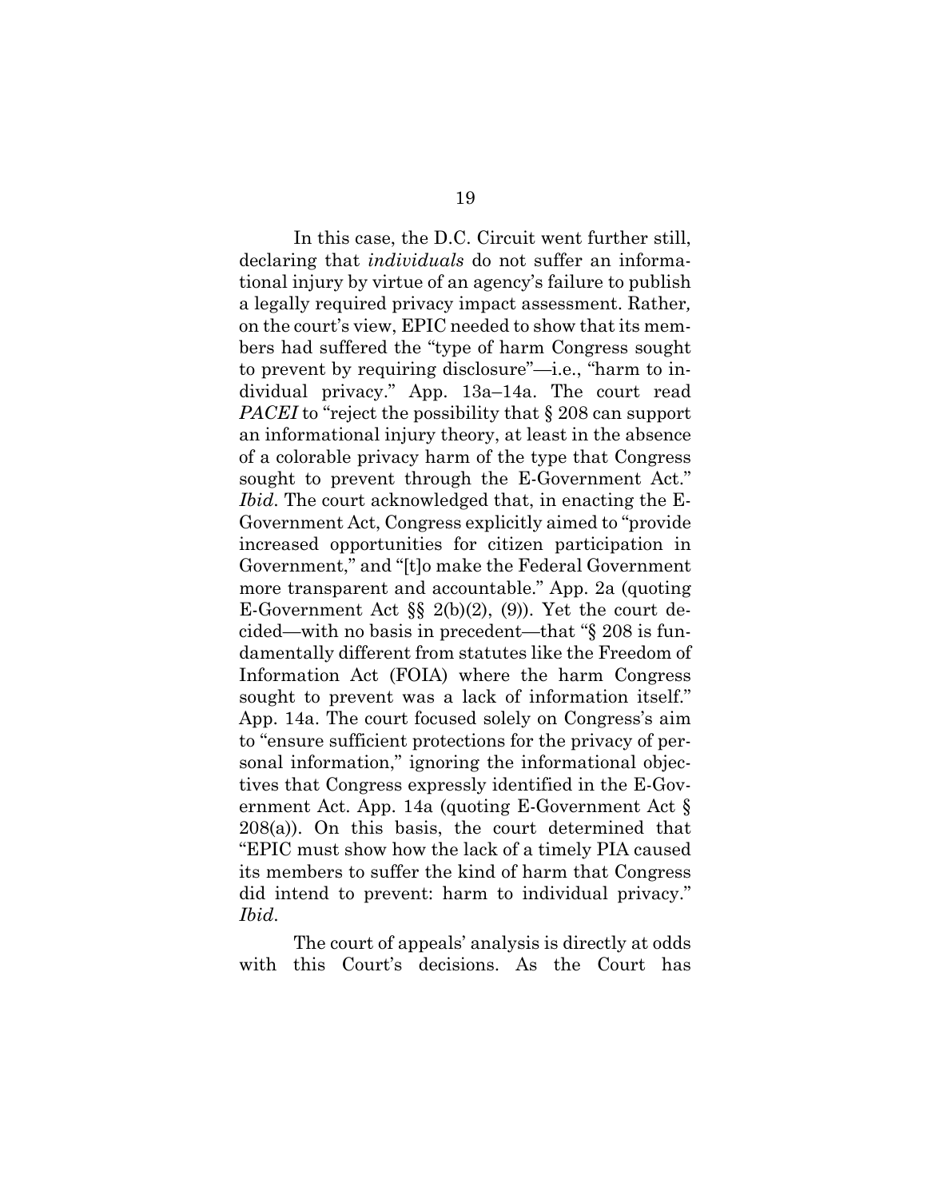In this case, the D.C. Circuit went further still, declaring that *individuals* do not suffer an informational injury by virtue of an agency's failure to publish a legally required privacy impact assessment. Rather, on the court's view, EPIC needed to show that its members had suffered the "type of harm Congress sought to prevent by requiring disclosure"—i.e., "harm to individual privacy." App. 13a–14a. The court read *PACEI* to "reject the possibility that § 208 can support an informational injury theory, at least in the absence of a colorable privacy harm of the type that Congress sought to prevent through the E-Government Act." *Ibid*. The court acknowledged that, in enacting the E-Government Act, Congress explicitly aimed to "provide increased opportunities for citizen participation in Government," and "[t]o make the Federal Government more transparent and accountable." App. 2a (quoting E-Government Act §§ 2(b)(2), (9)). Yet the court decided—with no basis in precedent—that "§ 208 is fundamentally different from statutes like the Freedom of Information Act (FOIA) where the harm Congress sought to prevent was a lack of information itself." App. 14a. The court focused solely on Congress's aim to "ensure sufficient protections for the privacy of personal information," ignoring the informational objectives that Congress expressly identified in the E-Government Act. App. 14a (quoting E-Government Act § 208(a)). On this basis, the court determined that "EPIC must show how the lack of a timely PIA caused its members to suffer the kind of harm that Congress did intend to prevent: harm to individual privacy." *Ibid*.

The court of appeals' analysis is directly at odds with this Court's decisions. As the Court has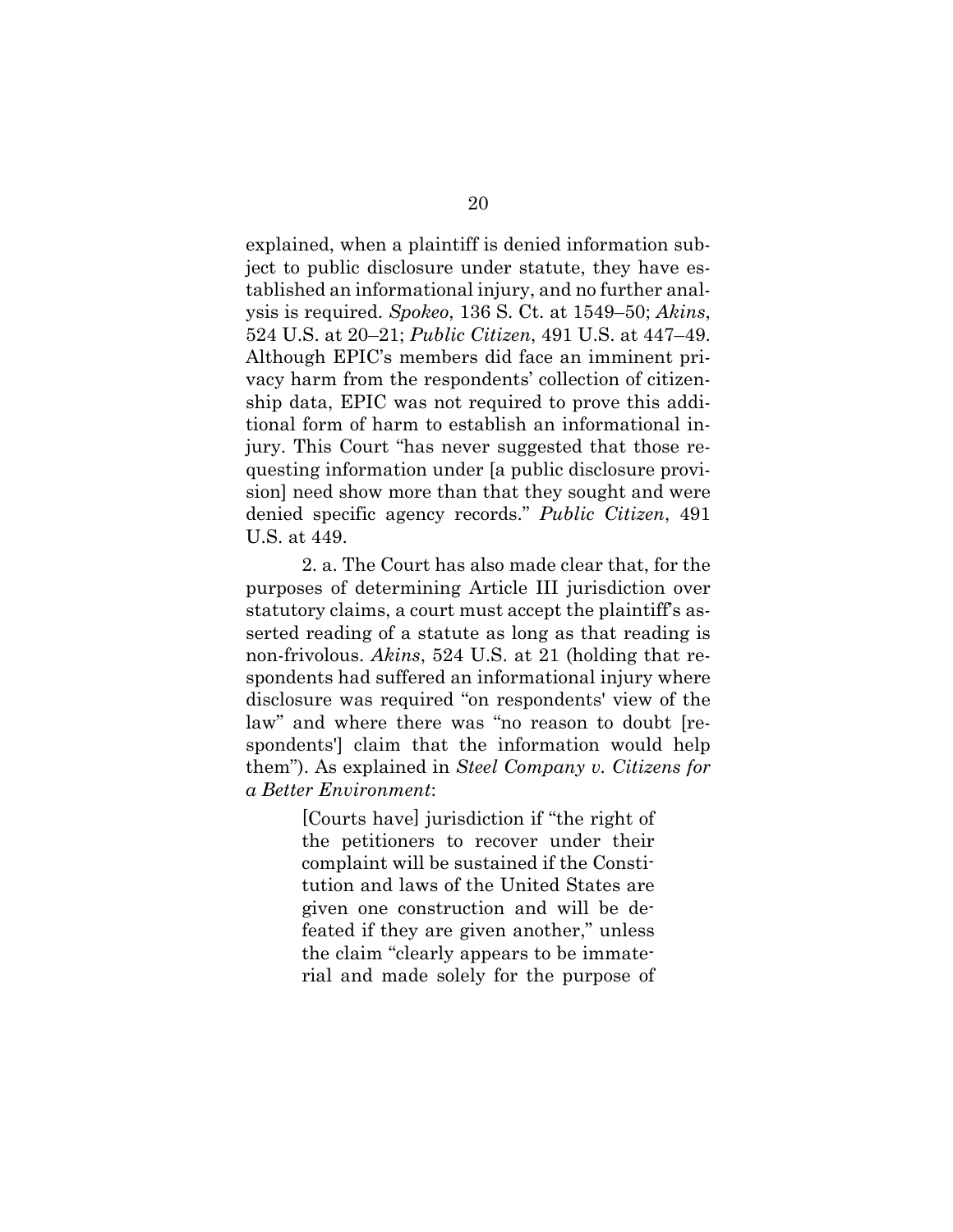explained, when a plaintiff is denied information subject to public disclosure under statute, they have established an informational injury, and no further analysis is required. *Spokeo*, 136 S. Ct. at 1549–50; *Akins*, 524 U.S. at 20–21; *Public Citizen*, 491 U.S. at 447–49. Although EPIC's members did face an imminent privacy harm from the respondents' collection of citizenship data, EPIC was not required to prove this additional form of harm to establish an informational injury. This Court "has never suggested that those requesting information under [a public disclosure provision] need show more than that they sought and were denied specific agency records." *Public Citizen*, 491 U.S. at 449.

2. a. The Court has also made clear that, for the purposes of determining Article III jurisdiction over statutory claims, a court must accept the plaintiff's asserted reading of a statute as long as that reading is non-frivolous. *Akins*, 524 U.S. at 21 (holding that respondents had suffered an informational injury where disclosure was required "on respondents' view of the law" and where there was "no reason to doubt [respondents'] claim that the information would help them"). As explained in *Steel Company v. Citizens for a Better Environment*:

> [Courts have] jurisdiction if "the right of the petitioners to recover under their complaint will be sustained if the Constitution and laws of the United States are given one construction and will be defeated if they are given another," unless the claim "clearly appears to be immaterial and made solely for the purpose of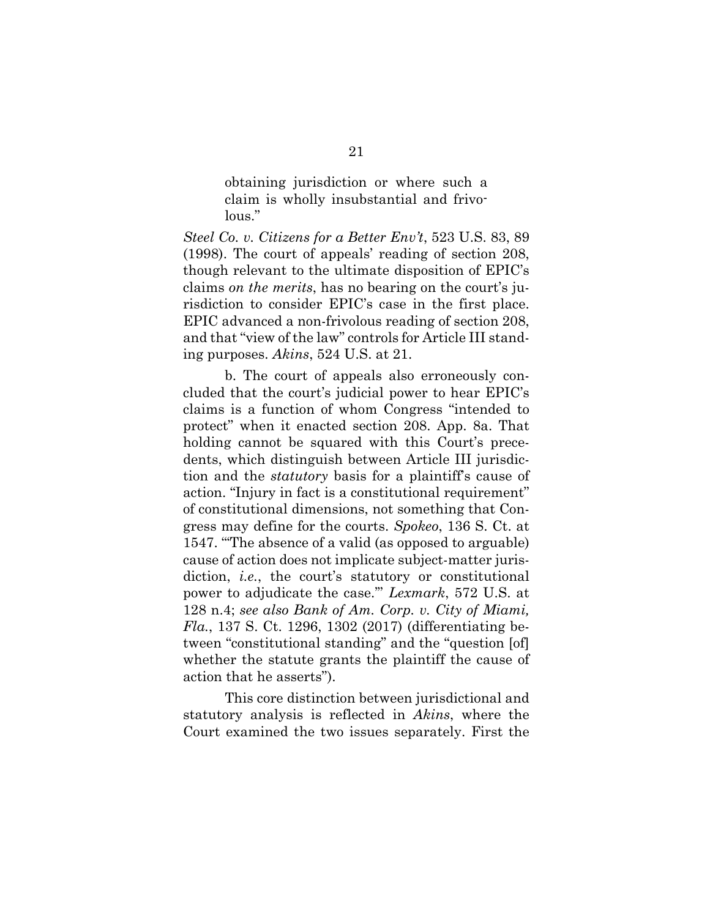> obtaining jurisdiction or where such a claim is wholly insubstantial and frivolous."

*Steel Co. v. Citizens for a Better Env't*, 523 U.S. 83, 89 (1998). The court of appeals' reading of section 208, though relevant to the ultimate disposition of EPIC's claims *on the merits*, has no bearing on the court's jurisdiction to consider EPIC's case in the first place. EPIC advanced a non-frivolous reading of section 208, and that "view of the law" controls for Article III standing purposes. *Akins*, 524 U.S. at 21.

b. The court of appeals also erroneously concluded that the court's judicial power to hear EPIC's claims is a function of whom Congress "intended to protect" when it enacted section 208. App. 8a. That holding cannot be squared with this Court's precedents, which distinguish between Article III jurisdiction and the *statutory* basis for a plaintiff's cause of action. "Injury in fact is a constitutional requirement" of constitutional dimensions, not something that Congress may define for the courts. *Spokeo*, 136 S. Ct. at 1547. "'The absence of a valid (as opposed to arguable) cause of action does not implicate subject-matter jurisdiction, *i.e.*, the court's statutory or constitutional power to adjudicate the case.'" *Lexmark*, 572 U.S. at 128 n.4; *see also Bank of Am. Corp. v. City of Miami, Fla.*, 137 S. Ct. 1296, 1302 (2017) (differentiating between "constitutional standing" and the "question [of] whether the statute grants the plaintiff the cause of action that he asserts").

This core distinction between jurisdictional and statutory analysis is reflected in *Akins*, where the Court examined the two issues separately. First the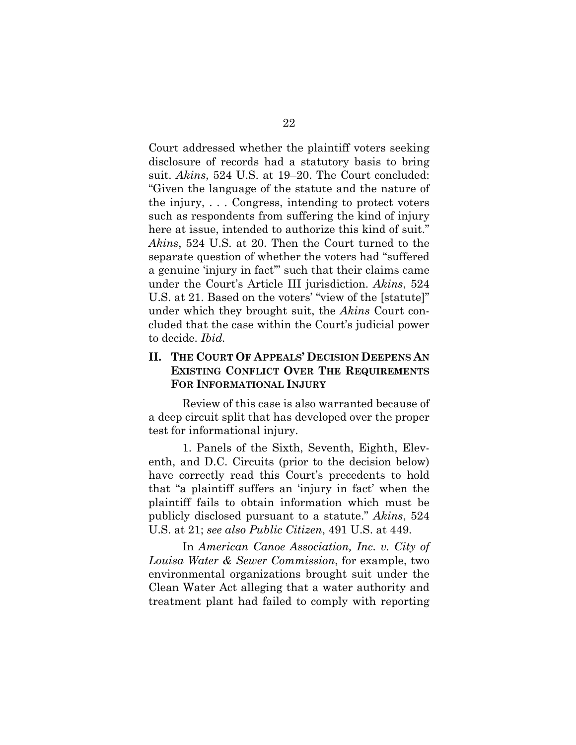Court addressed whether the plaintiff voters seeking disclosure of records had a statutory basis to bring suit. *Akins*, 524 U.S. at 19–20. The Court concluded: "Given the language of the statute and the nature of the injury, . . . Congress, intending to protect voters such as respondents from suffering the kind of injury here at issue, intended to authorize this kind of suit." *Akins*, 524 U.S. at 20. Then the Court turned to the separate question of whether the voters had "suffered a genuine 'injury in fact'" such that their claims came under the Court's Article III jurisdiction. *Akins*, 524 U.S. at 21. Based on the voters' "view of the [statute]" under which they brought suit, the *Akins* Court concluded that the case within the Court's judicial power to decide. *Ibid.*

## II. THE COURT OF APPEALS' DECISION DEEPENS AN EXISTING CONFLICT OVER THE REQUIREMENTS FOR INFORMATIONAL INJURY

Review of this case is also warranted because of a deep circuit split that has developed over the proper test for informational injury.

1. Panels of the Sixth, Seventh, Eighth, Eleventh, and D.C. Circuits (prior to the decision below) have correctly read this Court's precedents to hold that "a plaintiff suffers an 'injury in fact' when the plaintiff fails to obtain information which must be publicly disclosed pursuant to a statute." *Akins*, 524 U.S. at 21; *see also Public Citizen*, 491 U.S. at 449.

In *American Canoe Association, Inc. v. City of Louisa Water & Sewer Commission*, for example, two environmental organizations brought suit under the Clean Water Act alleging that a water authority and treatment plant had failed to comply with reporting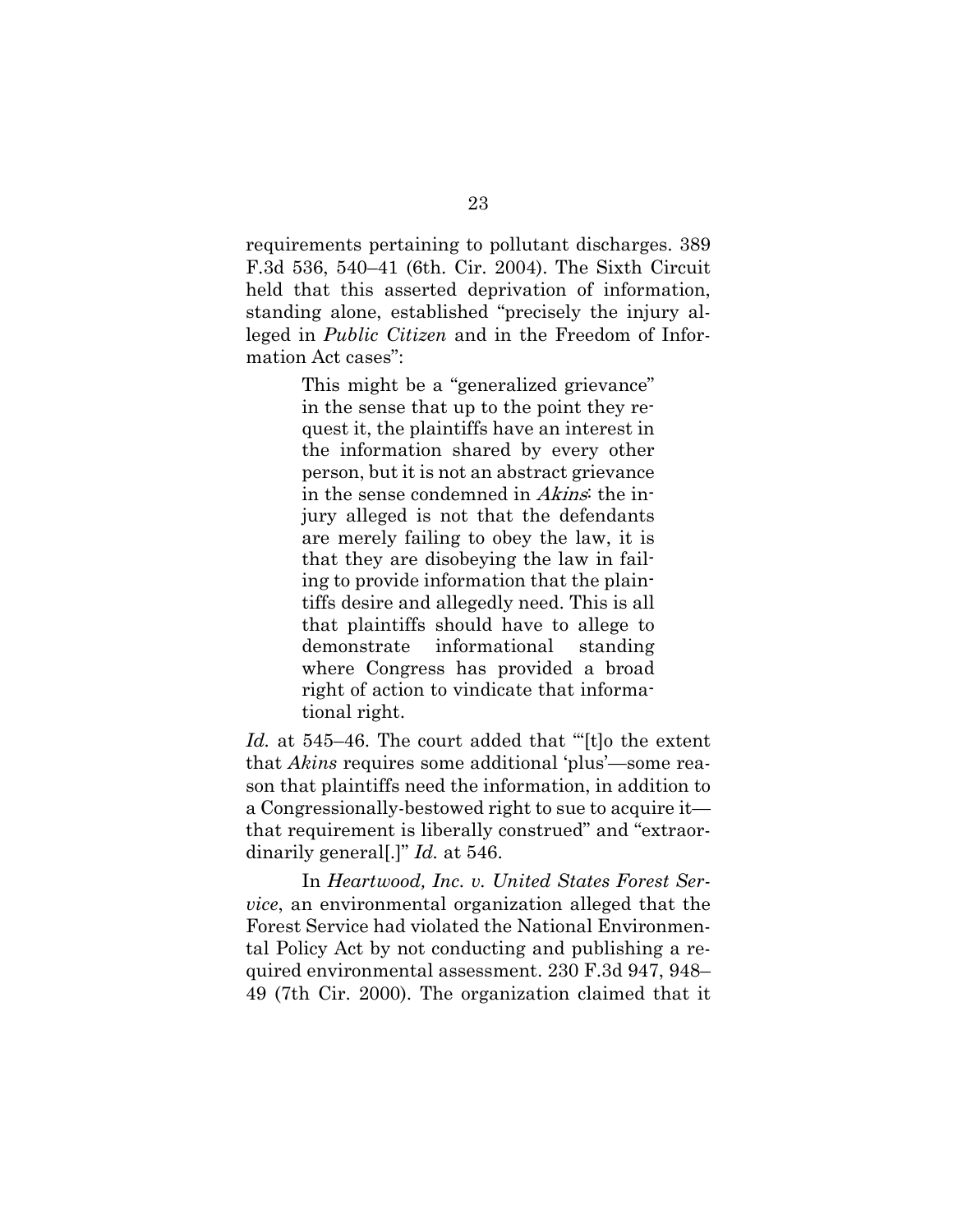requirements pertaining to pollutant discharges. 389 F.3d 536, 540–41 (6th. Cir. 2004). The Sixth Circuit held that this asserted deprivation of information, standing alone, established "precisely the injury alleged in *Public Citizen* and in the Freedom of Information Act cases":

> This might be a "generalized grievance" in the sense that up to the point they request it, the plaintiffs have an interest in the information shared by every other person, but it is not an abstract grievance in the sense condemned in *Akins*: the injury alleged is not that the defendants are merely failing to obey the law, it is that they are disobeying the law in failing to provide information that the plaintiffs desire and allegedly need. This is all that plaintiffs should have to allege to demonstrate informational standing where Congress has provided a broad right of action to vindicate that informational right.

*Id.* at 545–46. The court added that "'[t]o the extent that *Akins* requires some additional 'plus'—some reason that plaintiffs need the information, in addition to a Congressionally-bestowed right to sue to acquire it—that requirement is liberally construed" and "extraordinarily general[.]" *Id.* at 546.

In *Heartwood, Inc. v. United States Forest Service*, an environmental organization alleged that the Forest Service had violated the National Environmental Policy Act by not conducting and publishing a required environmental assessment. 230 F.3d 947, 948–49 (7th Cir. 2000). The organization claimed that it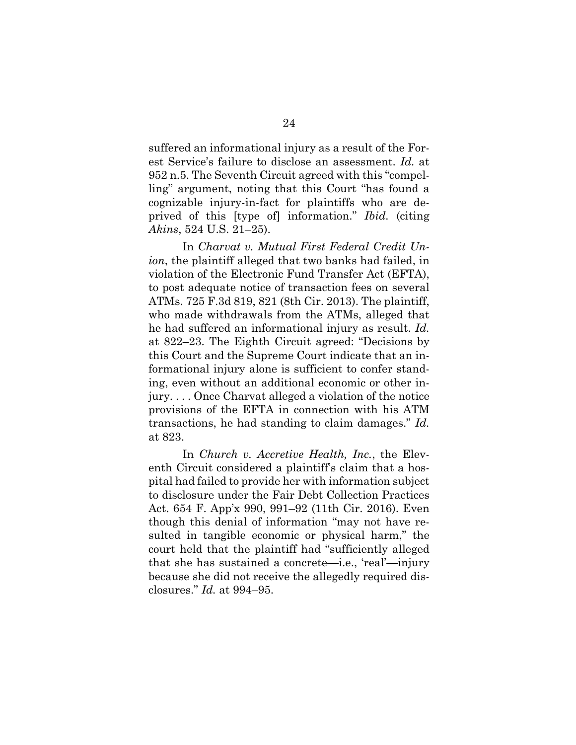suffered an informational injury as a result of the Forest Service's failure to disclose an assessment. *Id.* at 952 n.5. The Seventh Circuit agreed with this "compelling" argument, noting that this Court "has found a cognizable injury-in-fact for plaintiffs who are deprived of this [type of] information." *Ibid.* (citing *Akins*, 524 U.S. 21–25).

In *Charvat v. Mutual First Federal Credit Union*, the plaintiff alleged that two banks had failed, in violation of the Electronic Fund Transfer Act (EFTA), to post adequate notice of transaction fees on several ATMs. 725 F.3d 819, 821 (8th Cir. 2013). The plaintiff, who made withdrawals from the ATMs, alleged that he had suffered an informational injury as result. *Id.* at 822–23. The Eighth Circuit agreed: "Decisions by this Court and the Supreme Court indicate that an informational injury alone is sufficient to confer standing, even without an additional economic or other injury. . . . Once Charvat alleged a violation of the notice provisions of the EFTA in connection with his ATM transactions, he had standing to claim damages." *Id.* at 823.

In *Church v. Accretive Health, Inc.*, the Eleventh Circuit considered a plaintiff's claim that a hospital had failed to provide her with information subject to disclosure under the Fair Debt Collection Practices Act. 654 F. App'x 990, 991–92 (11th Cir. 2016). Even though this denial of information "may not have resulted in tangible economic or physical harm," the court held that the plaintiff had "sufficiently alleged that she has sustained a concrete—i.e., 'real'—injury because she did not receive the allegedly required disclosures." *Id.* at 994–95.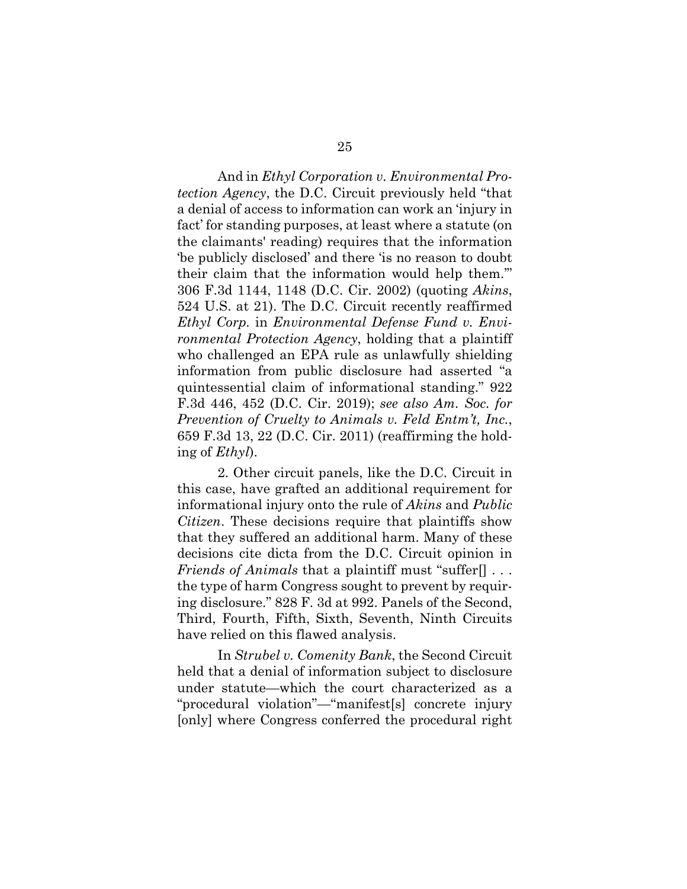And in *Ethyl Corporation v. Environmental Protection Agency*, the D.C. Circuit previously held "that a denial of access to information can work an 'injury in fact' for standing purposes, at least where a statute (on the claimants' reading) requires that the information 'be publicly disclosed' and there 'is no reason to doubt their claim that the information would help them.'" 306 F.3d 1144, 1148 (D.C. Cir. 2002) (quoting *Akins*, 524 U.S. at 21). The D.C. Circuit recently reaffirmed *Ethyl Corp.* in *Environmental Defense Fund v. Environmental Protection Agency*, holding that a plaintiff who challenged an EPA rule as unlawfully shielding information from public disclosure had asserted "a quintessential claim of informational standing." 922 F.3d 446, 452 (D.C. Cir. 2019); *see also Am. Soc. for Prevention of Cruelty to Animals v. Feld Entm't, Inc.*, 659 F.3d 13, 22 (D.C. Cir. 2011) (reaffirming the holding of *Ethyl*).

2. Other circuit panels, like the D.C. Circuit in this case, have grafted an additional requirement for informational injury onto the rule of *Akins* and *Public Citizen*. These decisions require that plaintiffs show that they suffered an additional harm. Many of these decisions cite dicta from the D.C. Circuit opinion in *Friends of Animals* that a plaintiff must "suffer[] . . . the type of harm Congress sought to prevent by requiring disclosure." 828 F. 3d at 992. Panels of the Second, Third, Fourth, Fifth, Sixth, Seventh, Ninth Circuits have relied on this flawed analysis.

In *Strubel v. Comenity Bank*, the Second Circuit held that a denial of information subject to disclosure under statute—which the court characterized as a "procedural violation"—"manifest[s] concrete injury [only] where Congress conferred the procedural right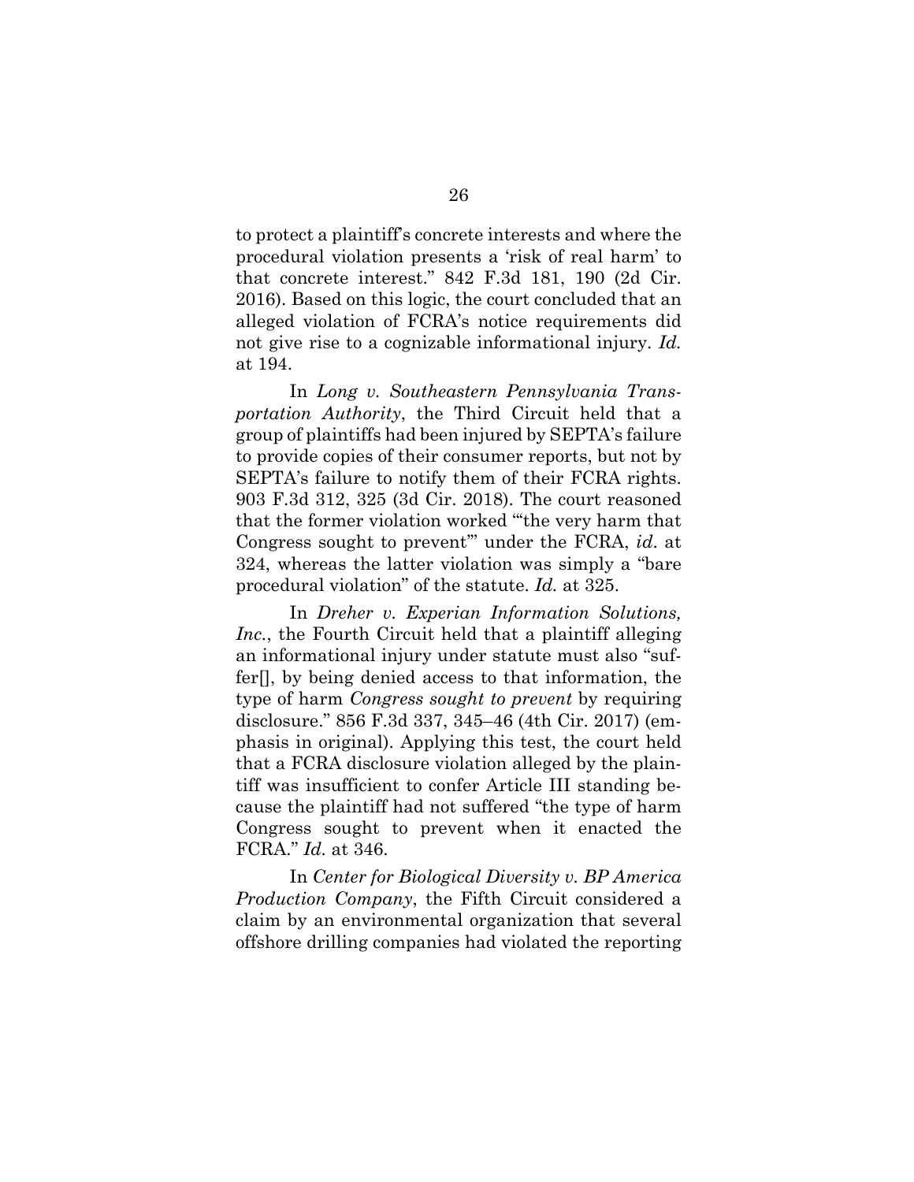to protect a plaintiff's concrete interests and where the procedural violation presents a 'risk of real harm' to that concrete interest." 842 F.3d 181, 190 (2d Cir. 2016). Based on this logic, the court concluded that an alleged violation of FCRA's notice requirements did not give rise to a cognizable informational injury. *Id.* at 194.

In *Long v. Southeastern Pennsylvania Transportation Authority*, the Third Circuit held that a group of plaintiffs had been injured by SEPTA's failure to provide copies of their consumer reports, but not by SEPTA's failure to notify them of their FCRA rights. 903 F.3d 312, 325 (3d Cir. 2018). The court reasoned that the former violation worked "'the very harm that Congress sought to prevent'" under the FCRA, *id*. at 324, whereas the latter violation was simply a "bare procedural violation" of the statute. *Id.* at 325.

In *Dreher v. Experian Information Solutions, Inc.*, the Fourth Circuit held that a plaintiff alleging an informational injury under statute must also "suffer[], by being denied access to that information, the type of harm *Congress sought to prevent* by requiring disclosure." 856 F.3d 337, 345–46 (4th Cir. 2017) (emphasis in original). Applying this test, the court held that a FCRA disclosure violation alleged by the plaintiff was insufficient to confer Article III standing because the plaintiff had not suffered "the type of harm Congress sought to prevent when it enacted the FCRA." *Id.* at 346.

In *Center for Biological Diversity v. BP America Production Company*, the Fifth Circuit considered a claim by an environmental organization that several offshore drilling companies had violated the reporting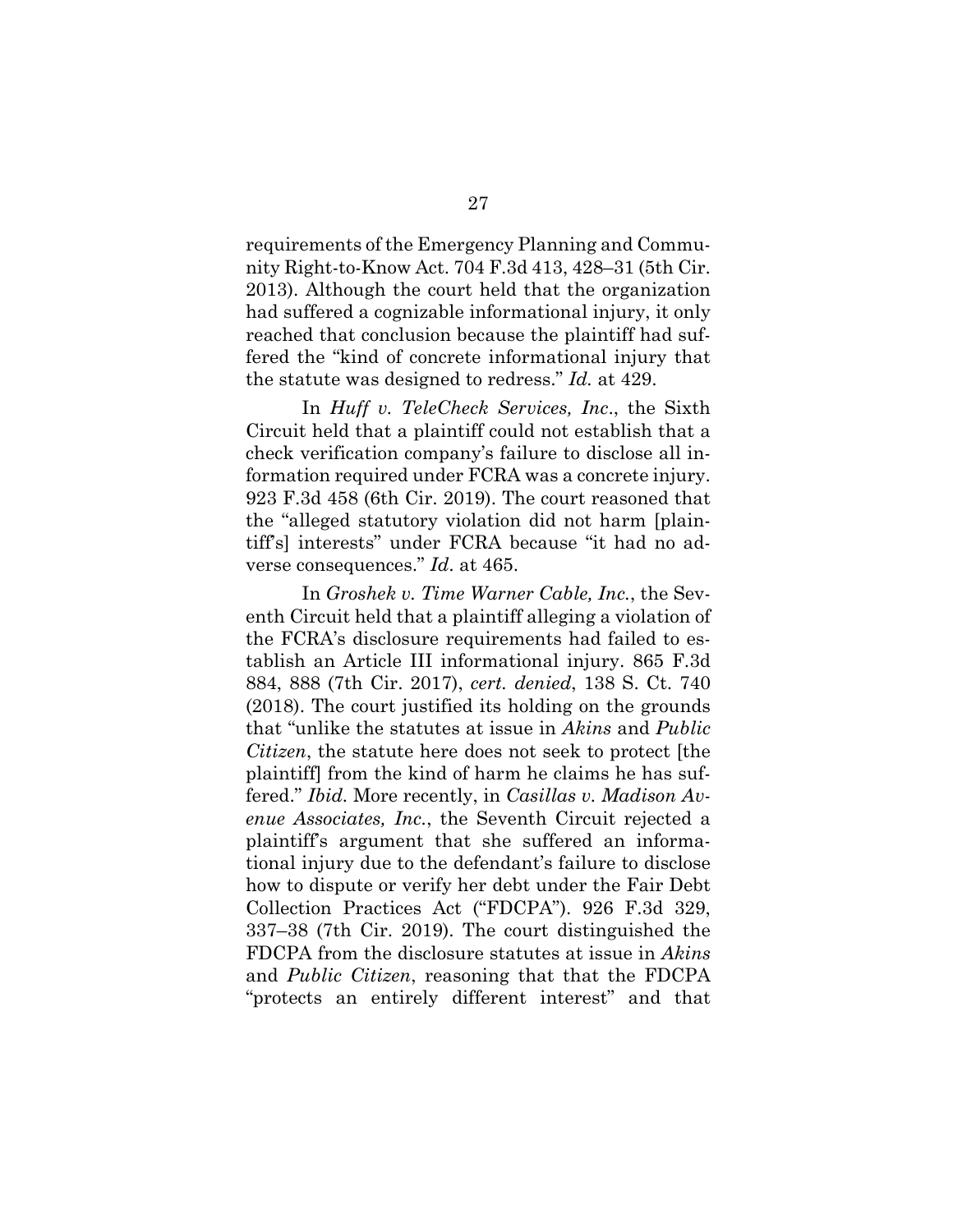requirements of the Emergency Planning and Community Right-to-Know Act. 704 F.3d 413, 428–31 (5th Cir. 2013). Although the court held that the organization had suffered a cognizable informational injury, it only reached that conclusion because the plaintiff had suffered the "kind of concrete informational injury that the statute was designed to redress." *Id.* at 429.

In *Huff v. TeleCheck Services, Inc*., the Sixth Circuit held that a plaintiff could not establish that a check verification company's failure to disclose all information required under FCRA was a concrete injury. 923 F.3d 458 (6th Cir. 2019). The court reasoned that the "alleged statutory violation did not harm [plaintiff's] interests" under FCRA because "it had no adverse consequences." *Id*. at 465.

In *Groshek v. Time Warner Cable, Inc.*, the Seventh Circuit held that a plaintiff alleging a violation of the FCRA's disclosure requirements had failed to establish an Article III informational injury. 865 F.3d 884, 888 (7th Cir. 2017), *cert. denied*, 138 S. Ct. 740 (2018). The court justified its holding on the grounds that "unlike the statutes at issue in *Akins* and *Public Citizen*, the statute here does not seek to protect [the plaintiff] from the kind of harm he claims he has suffered." *Ibid.* More recently, in *Casillas v. Madison Avenue Associates, Inc.*, the Seventh Circuit rejected a plaintiff's argument that she suffered an informational injury due to the defendant's failure to disclose how to dispute or verify her debt under the Fair Debt Collection Practices Act ("FDCPA"). 926 F.3d 329, 337–38 (7th Cir. 2019). The court distinguished the FDCPA from the disclosure statutes at issue in *Akins* and *Public Citizen*, reasoning that that the FDCPA "protects an entirely different interest" and that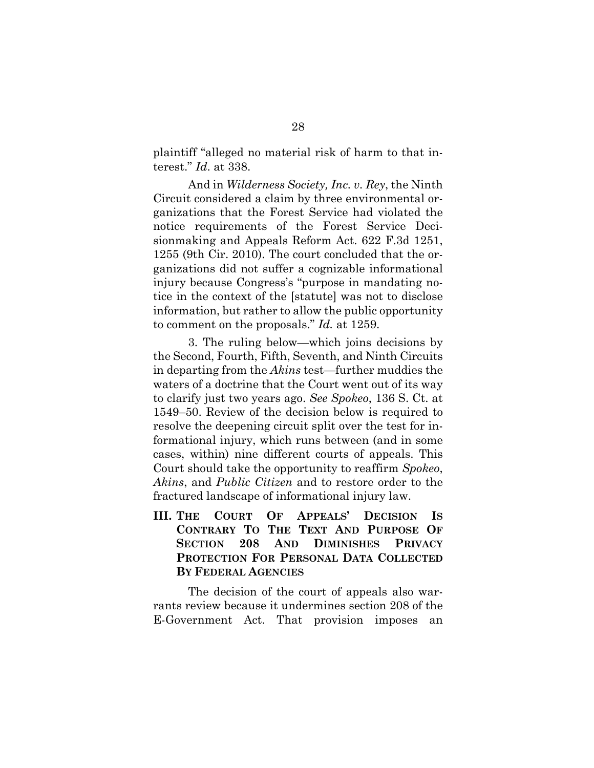plaintiff "alleged no material risk of harm to that interest." *Id*. at 338.

And in *Wilderness Society, Inc. v. Rey*, the Ninth Circuit considered a claim by three environmental organizations that the Forest Service had violated the notice requirements of the Forest Service Decisionmaking and Appeals Reform Act. 622 F.3d 1251, 1255 (9th Cir. 2010). The court concluded that the organizations did not suffer a cognizable informational injury because Congress's "purpose in mandating notice in the context of the [statute] was not to disclose information, but rather to allow the public opportunity to comment on the proposals." *Id.* at 1259.

3. The ruling below—which joins decisions by the Second, Fourth, Fifth, Seventh, and Ninth Circuits in departing from the *Akins* test—further muddies the waters of a doctrine that the Court went out of its way to clarify just two years ago. *See Spokeo*, 136 S. Ct. at 1549–50. Review of the decision below is required to resolve the deepening circuit split over the test for informational injury, which runs between (and in some cases, within) nine different courts of appeals. This Court should take the opportunity to reaffirm *Spokeo*, *Akins*, and *Public Citizen* and to restore order to the fractured landscape of informational injury law.

## III. THE COURT OF APPEALS' DECISION IS CONTRARY TO THE TEXT AND PURPOSE OF SECTION 208 AND DIMINISHES PRIVACY PROTECTION FOR PERSONAL DATA COLLECTED BY FEDERAL AGENCIES

The decision of the court of appeals also warrants review because it undermines section 208 of the E-Government Act. That provision imposes an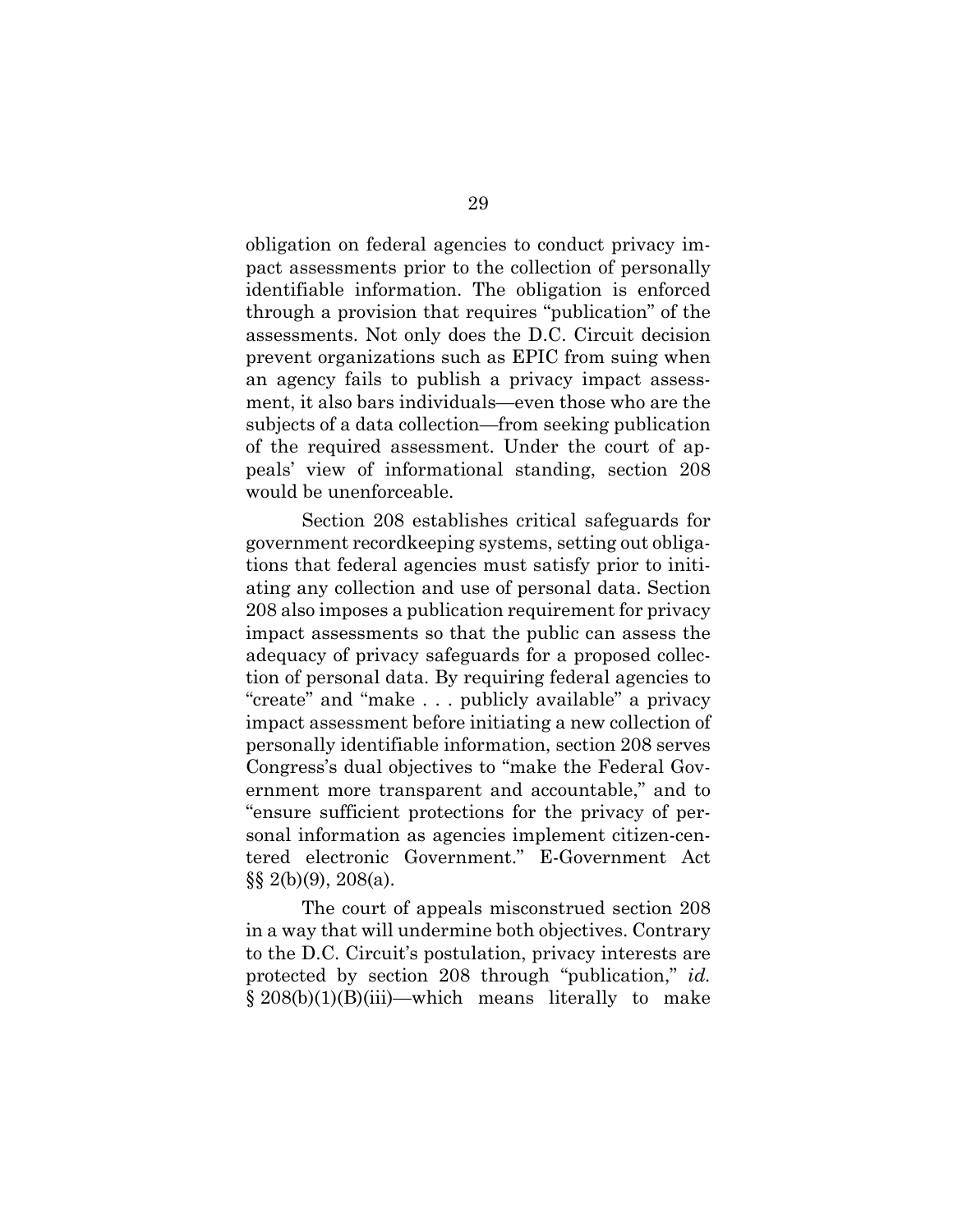obligation on federal agencies to conduct privacy impact assessments prior to the collection of personally identifiable information. The obligation is enforced through a provision that requires "publication" of the assessments. Not only does the D.C. Circuit decision prevent organizations such as EPIC from suing when an agency fails to publish a privacy impact assessment, it also bars individuals—even those who are the subjects of a data collection—from seeking publication of the required assessment. Under the court of appeals' view of informational standing, section 208 would be unenforceable.

Section 208 establishes critical safeguards for government recordkeeping systems, setting out obligations that federal agencies must satisfy prior to initiating any collection and use of personal data. Section 208 also imposes a publication requirement for privacy impact assessments so that the public can assess the adequacy of privacy safeguards for a proposed collection of personal data. By requiring federal agencies to "create" and "make . . . publicly available" a privacy impact assessment before initiating a new collection of personally identifiable information, section 208 serves Congress's dual objectives to "make the Federal Government more transparent and accountable," and to "ensure sufficient protections for the privacy of personal information as agencies implement citizen-centered electronic Government." E-Government Act §§ 2(b)(9), 208(a).

The court of appeals misconstrued section 208 in a way that will undermine both objectives. Contrary to the D.C. Circuit's postulation, privacy interests are protected by section 208 through "publication," *id.* § 208(b)(1)(B)(iii)—which means literally to make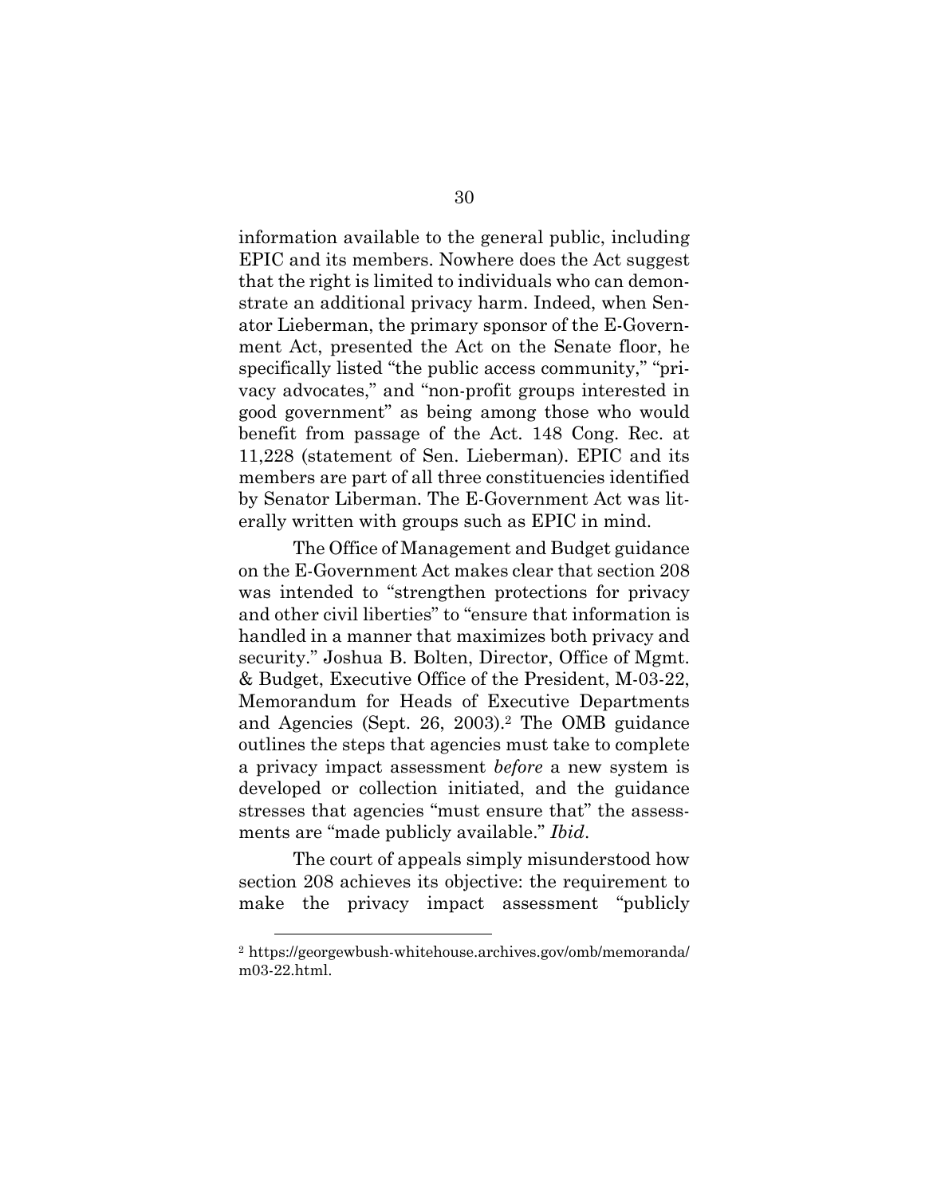information available to the general public, including EPIC and its members. Nowhere does the Act suggest that the right is limited to individuals who can demonstrate an additional privacy harm. Indeed, when Senator Lieberman, the primary sponsor of the E-Government Act, presented the Act on the Senate floor, he specifically listed "the public access community," "privacy advocates," and "non-profit groups interested in good government" as being among those who would benefit from passage of the Act. 148 Cong. Rec. at 11,228 (statement of Sen. Lieberman). EPIC and its members are part of all three constituencies identified by Senator Liberman. The E-Government Act was literally written with groups such as EPIC in mind.

The Office of Management and Budget guidance on the E-Government Act makes clear that section 208 was intended to "strengthen protections for privacy and other civil liberties" to "ensure that information is handled in a manner that maximizes both privacy and security." Joshua B. Bolten, Director, Office of Mgmt. & Budget, Executive Office of the President, M-03-22, Memorandum for Heads of Executive Departments and Agencies (Sept. 26, 2003).[2] The OMB guidance outlines the steps that agencies must take to complete a privacy impact assessment *before* a new system is developed or collection initiated, and the guidance stresses that agencies "must ensure that" the assessments are "made publicly available." *Ibid*.

The court of appeals simply misunderstood how section 208 achieves its objective: the requirement to make the privacy impact assessment "publicly

---

[2] https://georgewbush-whitehouse.archives.gov/omb/memoranda/m03-22.html.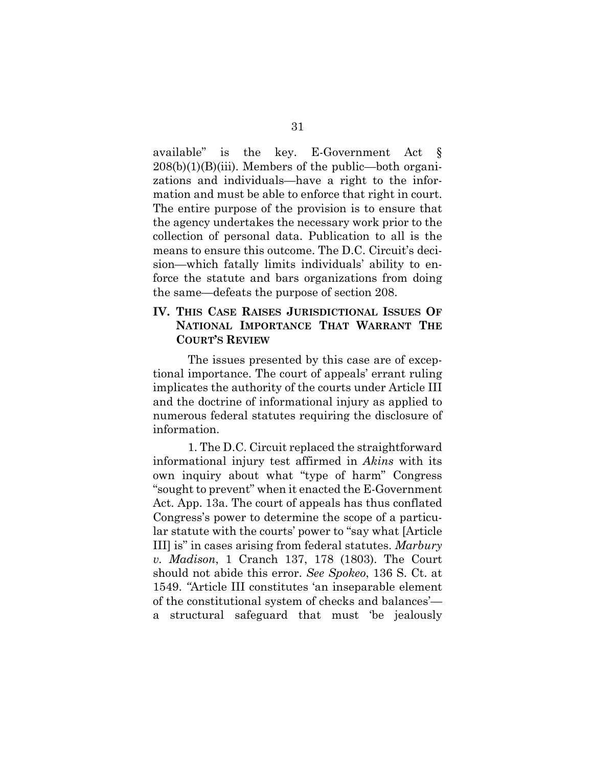available" is the key. E-Government Act § 208(b)(1)(B)(iii). Members of the public—both organizations and individuals—have a right to the information and must be able to enforce that right in court. The entire purpose of the provision is to ensure that the agency undertakes the necessary work prior to the collection of personal data. Publication to all is the means to ensure this outcome. The D.C. Circuit's decision—which fatally limits individuals' ability to enforce the statute and bars organizations from doing the same—defeats the purpose of section 208.

## IV. THIS CASE RAISES JURISDICTIONAL ISSUES OF NATIONAL IMPORTANCE THAT WARRANT THE COURT'S REVIEW

The issues presented by this case are of exceptional importance. The court of appeals' errant ruling implicates the authority of the courts under Article III and the doctrine of informational injury as applied to numerous federal statutes requiring the disclosure of information.

1. The D.C. Circuit replaced the straightforward informational injury test affirmed in *Akins* with its own inquiry about what "type of harm" Congress "sought to prevent" when it enacted the E-Government Act. App. 13a. The court of appeals has thus conflated Congress's power to determine the scope of a particular statute with the courts' power to "say what [Article III] is" in cases arising from federal statutes. *Marbury v. Madison*, 1 Cranch 137, 178 (1803). The Court should not abide this error. *See Spokeo*, 136 S. Ct. at 1549. "Article III constitutes 'an inseparable element of the constitutional system of checks and balances'—a structural safeguard that must 'be jealously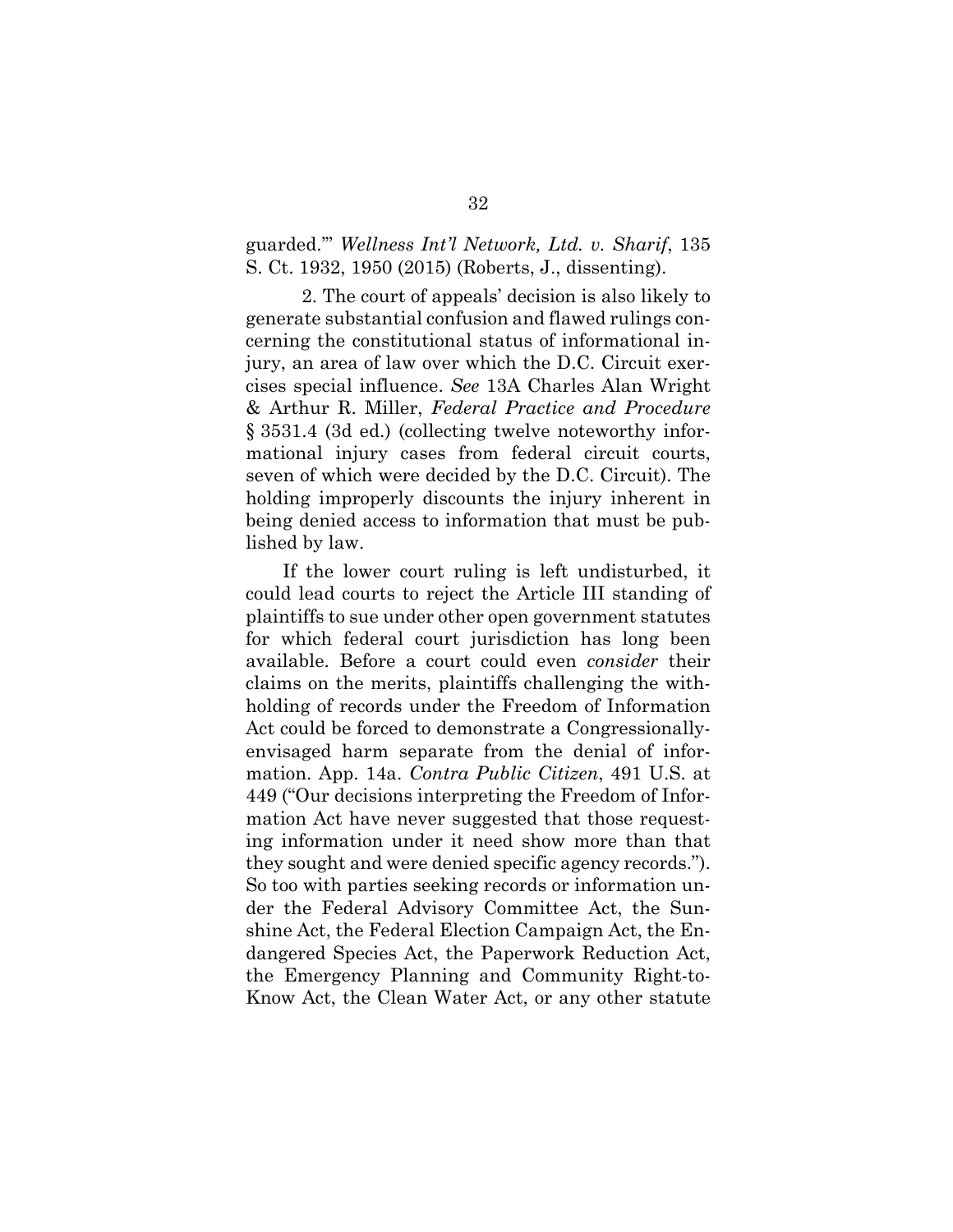guarded.'" *Wellness Int'l Network, Ltd. v. Sharif*, 135 S. Ct. 1932, 1950 (2015) (Roberts, J., dissenting).

2. The court of appeals' decision is also likely to generate substantial confusion and flawed rulings concerning the constitutional status of informational injury, an area of law over which the D.C. Circuit exercises special influence. *See* 13A Charles Alan Wright & Arthur R. Miller, *Federal Practice and Procedure* § 3531.4 (3d ed.) (collecting twelve noteworthy informational injury cases from federal circuit courts, seven of which were decided by the D.C. Circuit). The holding improperly discounts the injury inherent in being denied access to information that must be published by law.

If the lower court ruling is left undisturbed, it could lead courts to reject the Article III standing of plaintiffs to sue under other open government statutes for which federal court jurisdiction has long been available. Before a court could even *consider* their claims on the merits, plaintiffs challenging the withholding of records under the Freedom of Information Act could be forced to demonstrate a Congressionally-envisaged harm separate from the denial of information. App. 14a. *Contra Public Citizen*, 491 U.S. at 449 ("Our decisions interpreting the Freedom of Information Act have never suggested that those requesting information under it need show more than that they sought and were denied specific agency records."). So too with parties seeking records or information under the Federal Advisory Committee Act, the Sunshine Act, the Federal Election Campaign Act, the Endangered Species Act, the Paperwork Reduction Act, the Emergency Planning and Community Right-to-Know Act, the Clean Water Act, or any other statute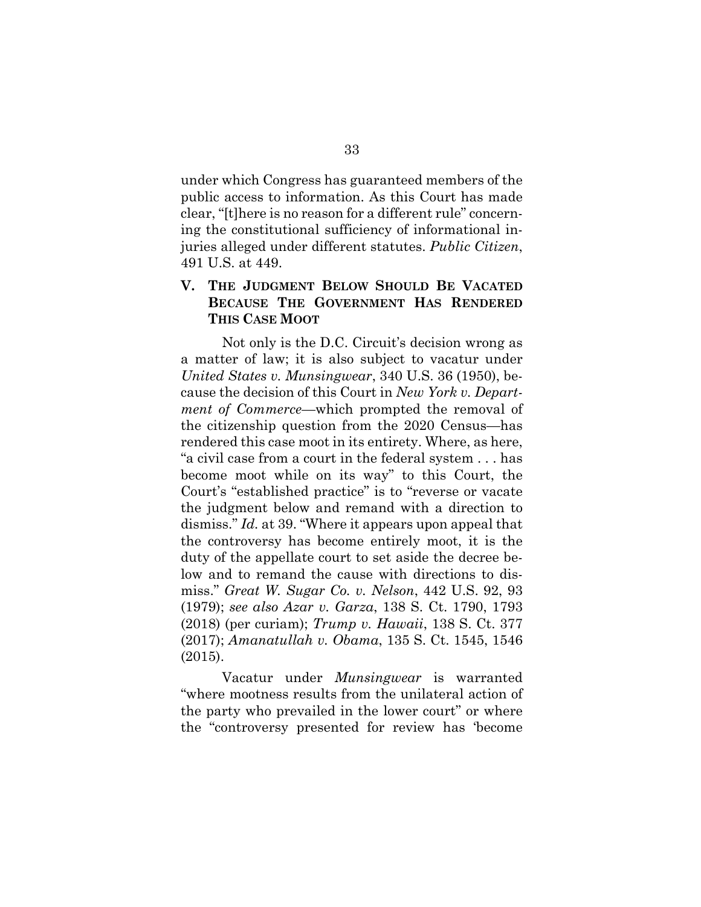under which Congress has guaranteed members of the public access to information. As this Court has made clear, "[t]here is no reason for a different rule" concerning the constitutional sufficiency of informational injuries alleged under different statutes. *Public Citizen*, 491 U.S. at 449.

## V. THE JUDGMENT BELOW SHOULD BE VACATED BECAUSE THE GOVERNMENT HAS RENDERED THIS CASE MOOT

Not only is the D.C. Circuit's decision wrong as a matter of law; it is also subject to vacatur under *United States v. Munsingwear*, 340 U.S. 36 (1950), because the decision of this Court in *New York v. Department of Commerce*—which prompted the removal of the citizenship question from the 2020 Census—has rendered this case moot in its entirety. Where, as here, "a civil case from a court in the federal system . . . has become moot while on its way" to this Court, the Court's "established practice" is to "reverse or vacate the judgment below and remand with a direction to dismiss." *Id.* at 39. "Where it appears upon appeal that the controversy has become entirely moot, it is the duty of the appellate court to set aside the decree below and to remand the cause with directions to dismiss." *Great W. Sugar Co. v. Nelson*, 442 U.S. 92, 93 (1979); *see also Azar v. Garza*, 138 S. Ct. 1790, 1793 (2018) (per curiam); *Trump v. Hawaii*, 138 S. Ct. 377 (2017); *Amanatullah v. Obama*, 135 S. Ct. 1545, 1546 (2015).

Vacatur under *Munsingwear* is warranted "where mootness results from the unilateral action of the party who prevailed in the lower court" or where the "controversy presented for review has 'become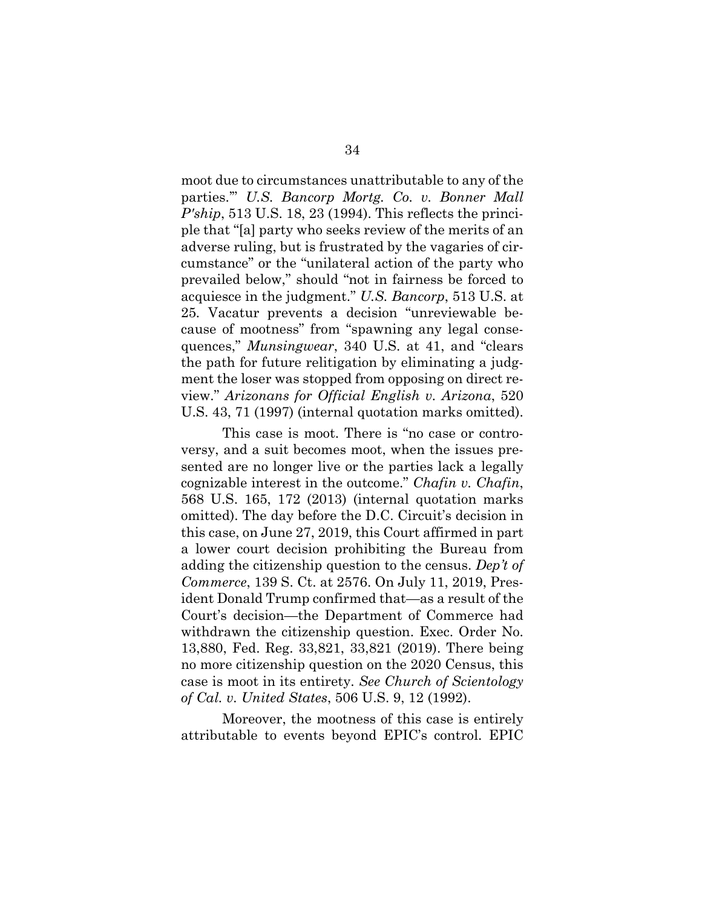moot due to circumstances unattributable to any of the parties.'" *U.S. Bancorp Mortg. Co. v. Bonner Mall P'ship*, 513 U.S. 18, 23 (1994). This reflects the principle that "[a] party who seeks review of the merits of an adverse ruling, but is frustrated by the vagaries of circumstance" or the "unilateral action of the party who prevailed below," should "not in fairness be forced to acquiesce in the judgment." *U.S. Bancorp*, 513 U.S. at 25. Vacatur prevents a decision "unreviewable because of mootness" from "spawning any legal consequences," *Munsingwear*, 340 U.S. at 41, and "clears the path for future relitigation by eliminating a judgment the loser was stopped from opposing on direct review." *Arizonans for Official English v. Arizona*, 520 U.S. 43, 71 (1997) (internal quotation marks omitted).

This case is moot. There is "no case or controversy, and a suit becomes moot, when the issues presented are no longer live or the parties lack a legally cognizable interest in the outcome." *Chafin v. Chafin*, 568 U.S. 165, 172 (2013) (internal quotation marks omitted). The day before the D.C. Circuit's decision in this case, on June 27, 2019, this Court affirmed in part a lower court decision prohibiting the Bureau from adding the citizenship question to the census. *Dep't of Commerce*, 139 S. Ct. at 2576. On July 11, 2019, President Donald Trump confirmed that—as a result of the Court's decision—the Department of Commerce had withdrawn the citizenship question. Exec. Order No. 13,880, Fed. Reg. 33,821, 33,821 (2019). There being no more citizenship question on the 2020 Census, this case is moot in its entirety. *See Church of Scientology of Cal. v. United States*, 506 U.S. 9, 12 (1992).

Moreover, the mootness of this case is entirely attributable to events beyond EPIC's control. EPIC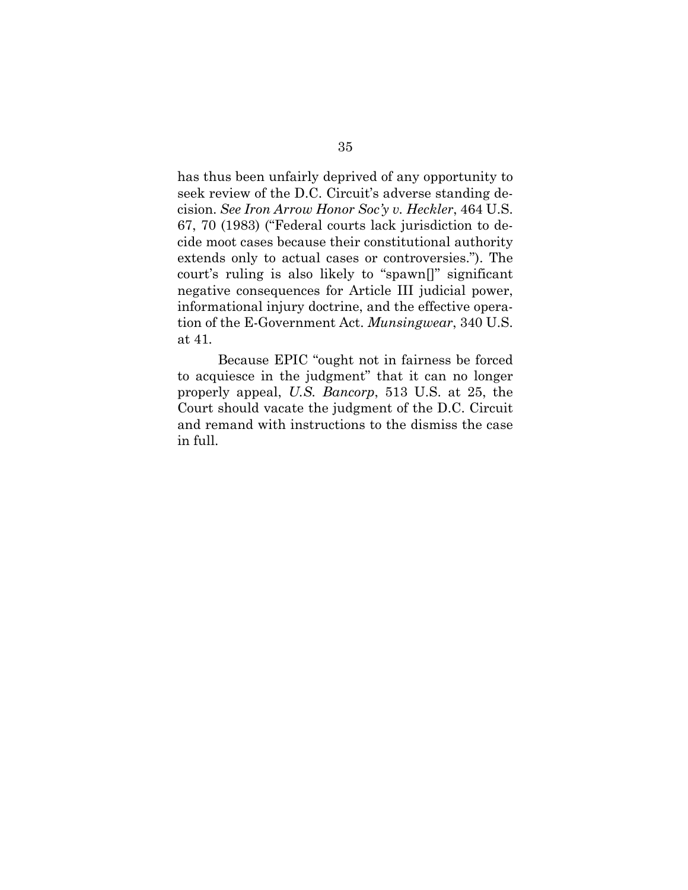has thus been unfairly deprived of any opportunity to seek review of the D.C. Circuit's adverse standing decision. *See Iron Arrow Honor Soc'y v. Heckler*, 464 U.S. 67, 70 (1983) ("Federal courts lack jurisdiction to decide moot cases because their constitutional authority extends only to actual cases or controversies."). The court's ruling is also likely to "spawn[]" significant negative consequences for Article III judicial power, informational injury doctrine, and the effective operation of the E-Government Act. *Munsingwear*, 340 U.S. at 41.

Because EPIC "ought not in fairness be forced to acquiesce in the judgment" that it can no longer properly appeal, *U.S. Bancorp*, 513 U.S. at 25, the Court should vacate the judgment of the D.C. Circuit and remand with instructions to the dismiss the case in full.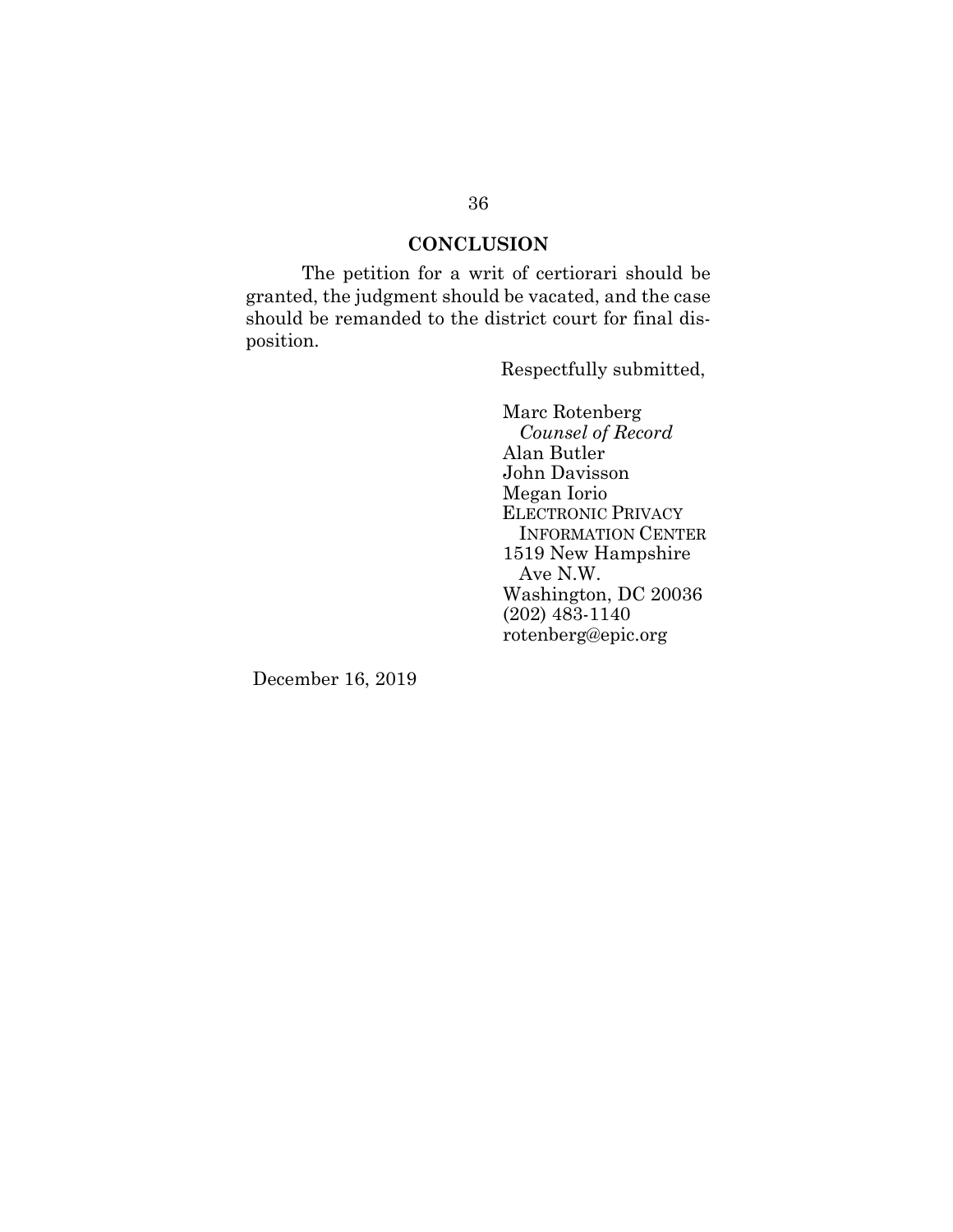## CONCLUSION

The petition for a writ of certiorari should be granted, the judgment should be vacated, and the case should be remanded to the district court for final disposition.

Respectfully submitted,

Marc Rotenberg
*Counsel of Record*
Alan Butler
John Davisson
Megan Iorio
ELECTRONIC PRIVACY INFORMATION CENTER
1519 New Hampshire Ave N.W.
Washington, DC 20036
(202) 483-1140
rotenberg@epic.org

December 16, 2019